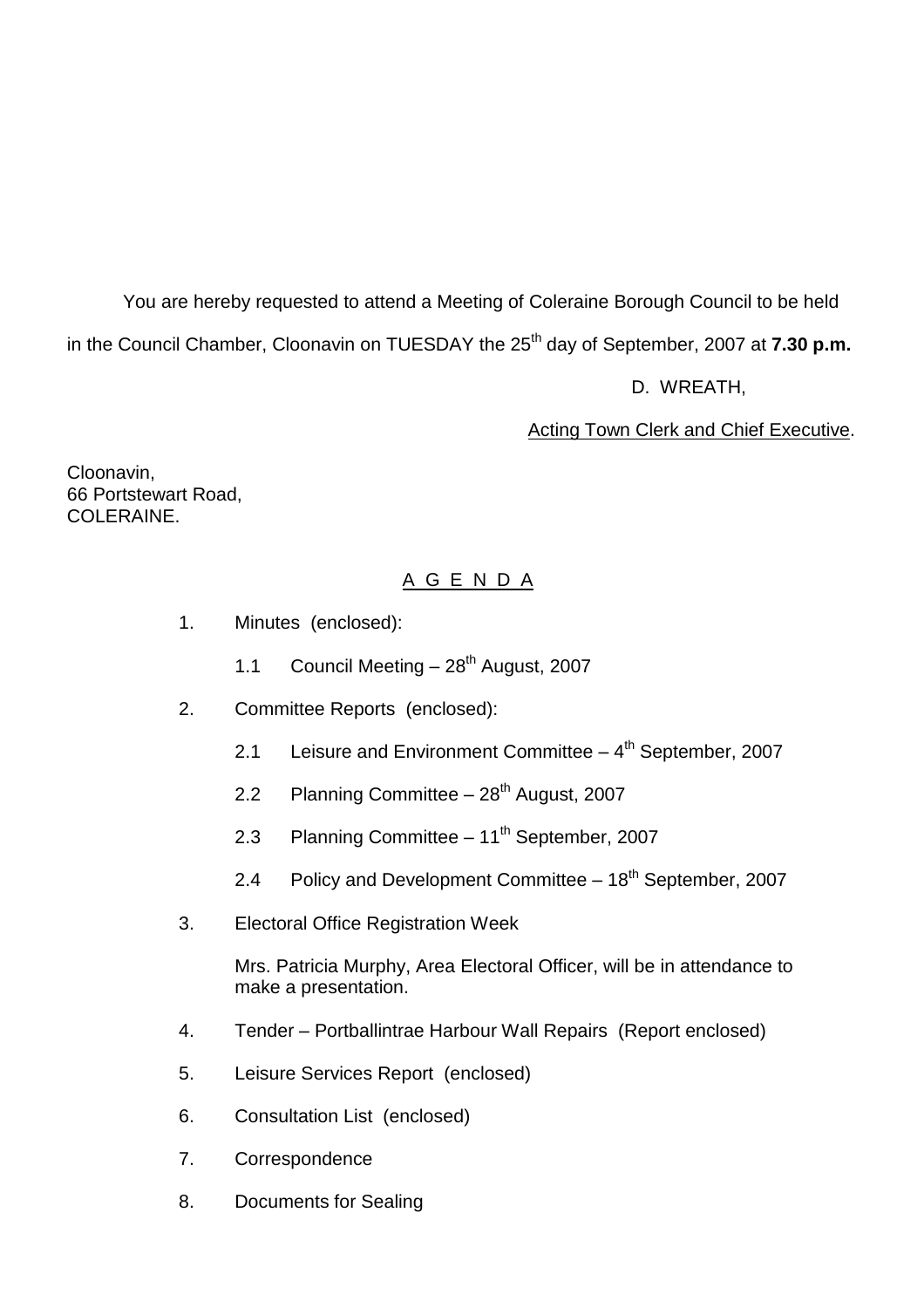You are hereby requested to attend a Meeting of Coleraine Borough Council to be held in the Council Chamber, Cloonavin on TUESDAY the 25th day of September, 2007 at **7.30 p.m.**

D. WREATH,

Acting Town Clerk and Chief Executive.

Cloonavin,
66 Portstewart Road,
COLERAINE.

## A G E N D A

1. Minutes (enclosed):

   1.1 Council Meeting – 28th August, 2007

2. Committee Reports (enclosed):

   2.1 Leisure and Environment Committee – 4th September, 2007

   2.2 Planning Committee – 28th August, 2007

   2.3 Planning Committee – 11th September, 2007

   2.4 Policy and Development Committee – 18th September, 2007

3. Electoral Office Registration Week

   Mrs. Patricia Murphy, Area Electoral Officer, will be in attendance to make a presentation.

4. Tender – Portballintrae Harbour Wall Repairs (Report enclosed)

5. Leisure Services Report (enclosed)

6. Consultation List (enclosed)

7. Correspondence

8. Documents for Sealing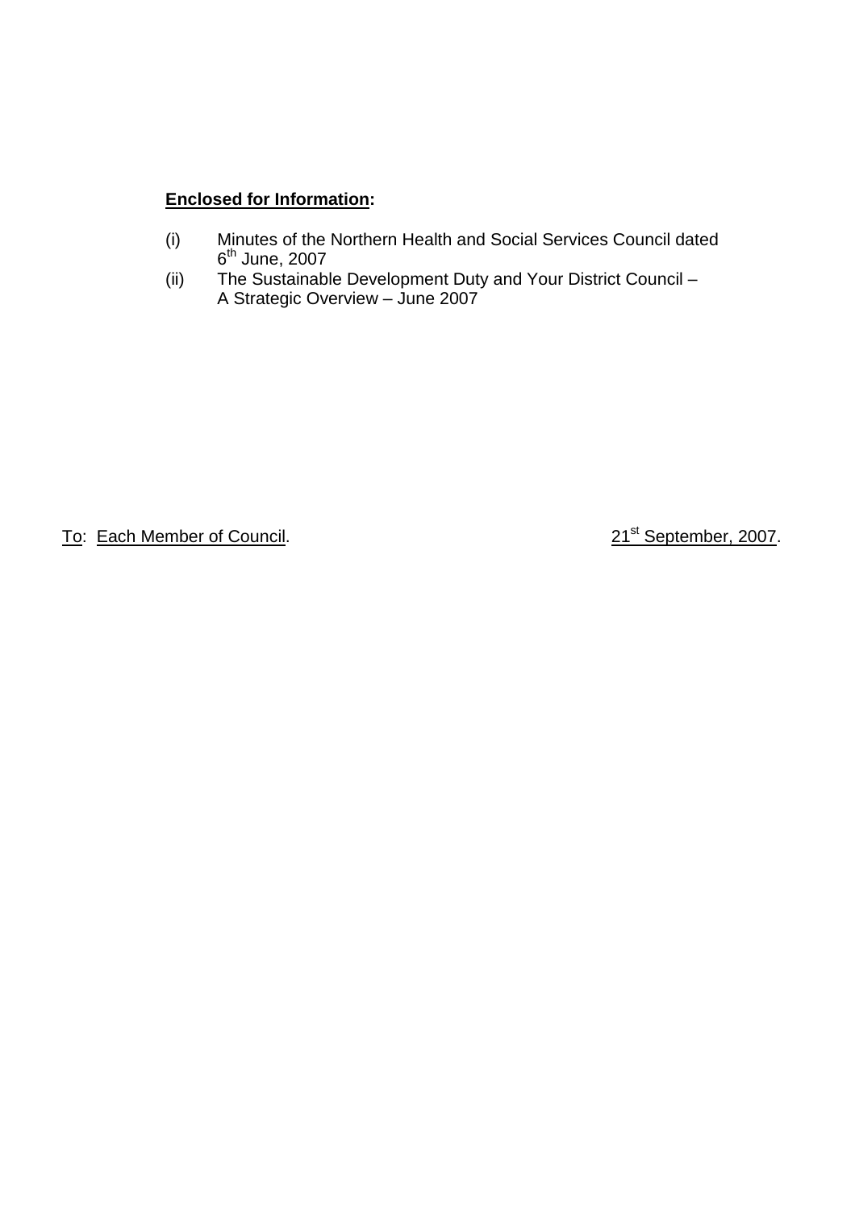**Enclosed for Information:**

(i) Minutes of the Northern Health and Social Services Council dated 6th June, 2007

(ii) The Sustainable Development Duty and Your District Council – A Strategic Overview – June 2007

To: Each Member of Council. 21st September, 2007.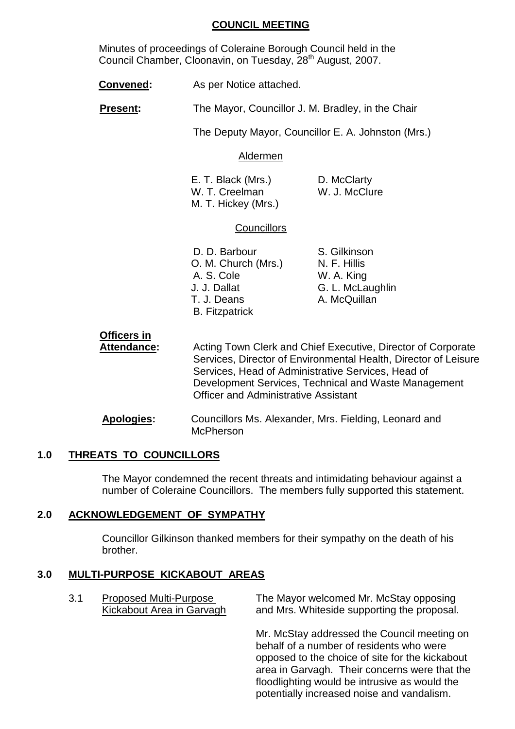# COUNCIL MEETING

Minutes of proceedings of Coleraine Borough Council held in the Council Chamber, Cloonavin, on Tuesday, 28th August, 2007.

**Convened:** As per Notice attached.

**Present:** The Mayor, Councillor J. M. Bradley, in the Chair

The Deputy Mayor, Councillor E. A. Johnston (Mrs.)

Aldermen

E. T. Black (Mrs.)
W. T. Creelman
M. T. Hickey (Mrs.)
D. McClarty
W. J. McClure

Councillors

D. D. Barbour
O. M. Church (Mrs.)
A. S. Cole
J. J. Dallat
T. J. Deans
B. Fitzpatrick
S. Gilkinson
N. F. Hillis
W. A. King
G. L. McLaughlin
A. McQuillan

**Officers in Attendance:** Acting Town Clerk and Chief Executive, Director of Corporate Services, Director of Environmental Health, Director of Leisure Services, Head of Administrative Services, Head of Development Services, Technical and Waste Management Officer and Administrative Assistant

**Apologies:** Councillors Ms. Alexander, Mrs. Fielding, Leonard and McPherson

## 1.0 THREATS TO COUNCILLORS

The Mayor condemned the recent threats and intimidating behaviour against a number of Coleraine Councillors. The members fully supported this statement.

## 2.0 ACKNOWLEDGEMENT OF SYMPATHY

Councillor Gilkinson thanked members for their sympathy on the death of his brother.

## 3.0 MULTI-PURPOSE KICKABOUT AREAS

3.1 Proposed Multi-Purpose Kickabout Area in Garvagh

The Mayor welcomed Mr. McStay opposing and Mrs. Whiteside supporting the proposal.

Mr. McStay addressed the Council meeting on behalf of a number of residents who were opposed to the choice of site for the kickabout area in Garvagh. Their concerns were that the floodlighting would be intrusive as would the potentially increased noise and vandalism.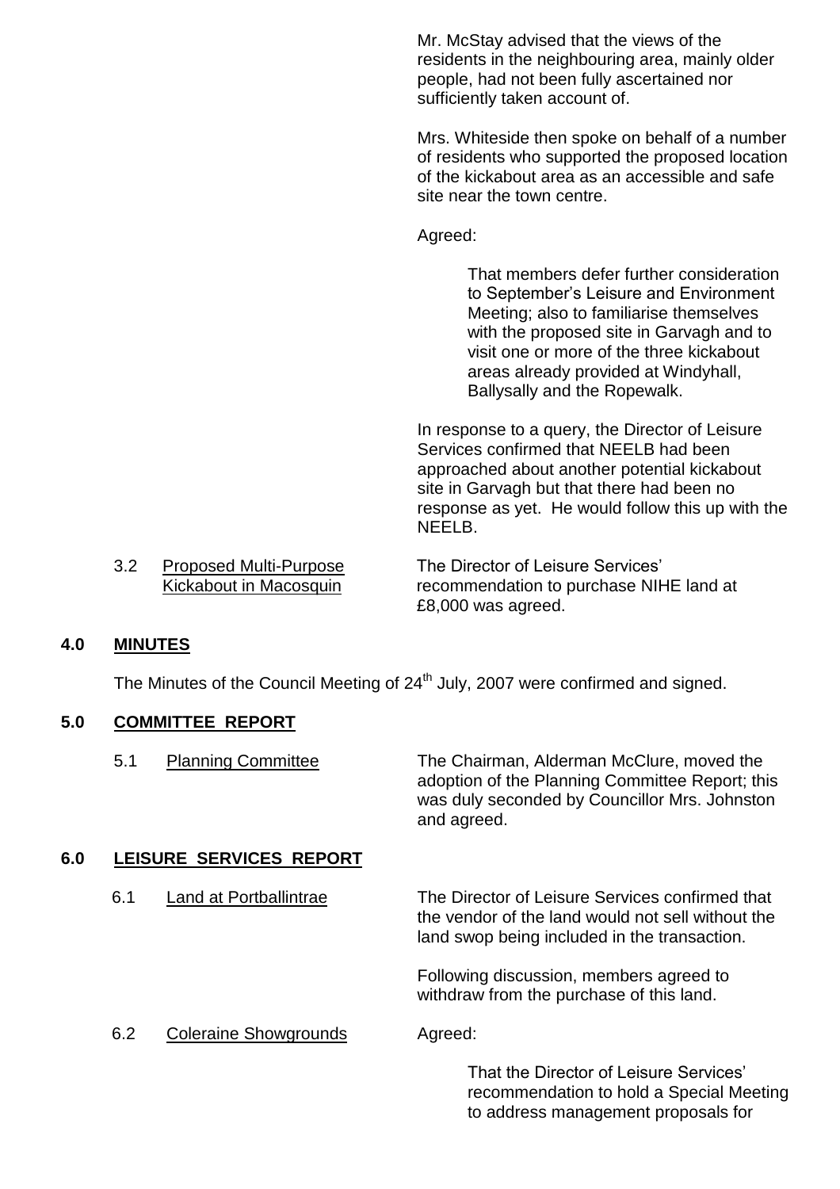Mr. McStay advised that the views of the residents in the neighbouring area, mainly older people, had not been fully ascertained nor sufficiently taken account of.

Mrs. Whiteside then spoke on behalf of a number of residents who supported the proposed location of the kickabout area as an accessible and safe site near the town centre.

Agreed:

> That members defer further consideration to September's Leisure and Environment Meeting; also to familiarise themselves with the proposed site in Garvagh and to visit one or more of the three kickabout areas already provided at Windyhall, Ballysally and the Ropewalk.

In response to a query, the Director of Leisure Services confirmed that NEELB had been approached about another potential kickabout site in Garvagh but that there had been no response as yet. He would follow this up with the NEELB.

3.2 Proposed Multi-Purpose Kickabout in Macosquin

The Director of Leisure Services' recommendation to purchase NIHE land at £8,000 was agreed.

## 4.0 MINUTES

The Minutes of the Council Meeting of 24th July, 2007 were confirmed and signed.

## 5.0 COMMITTEE REPORT

5.1 Planning Committee

The Chairman, Alderman McClure, moved the adoption of the Planning Committee Report; this was duly seconded by Councillor Mrs. Johnston and agreed.

## 6.0 LEISURE SERVICES REPORT

6.1 Land at Portballintrae

The Director of Leisure Services confirmed that the vendor of the land would not sell without the land swop being included in the transaction.

Following discussion, members agreed to withdraw from the purchase of this land.

6.2 Coleraine Showgrounds

Agreed:

> That the Director of Leisure Services' recommendation to hold a Special Meeting to address management proposals for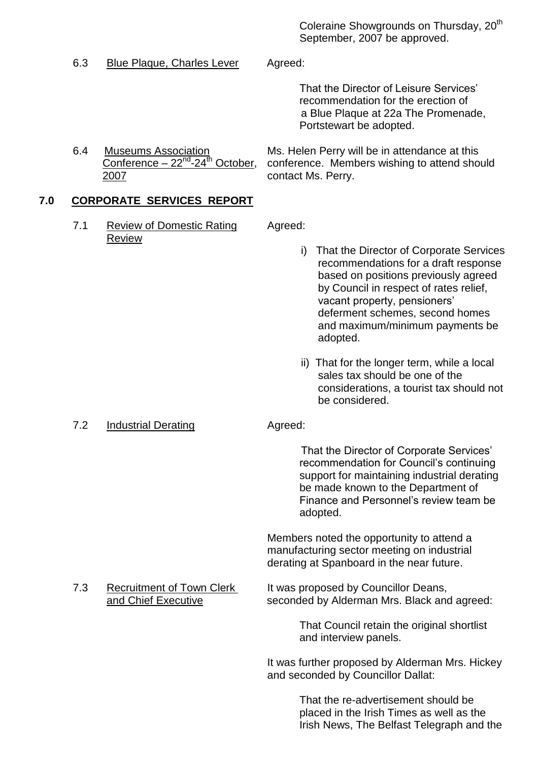Coleraine Showgrounds on Thursday, 20th September, 2007 be approved.

6.3 Blue Plaque, Charles Lever

Agreed:

That the Director of Leisure Services' recommendation for the erection of a Blue Plaque at 22a The Promenade, Portstewart be adopted.

6.4 Museums Association Conference – 22nd-24th October, 2007

Ms. Helen Perry will be in attendance at this conference. Members wishing to attend should contact Ms. Perry.

## 7.0 CORPORATE SERVICES REPORT

7.1 Review of Domestic Rating Review

Agreed:

i) That the Director of Corporate Services recommendations for a draft response based on positions previously agreed by Council in respect of rates relief, vacant property, pensioners' deferment schemes, second homes and maximum/minimum payments be adopted.

ii) That for the longer term, while a local sales tax should be one of the considerations, a tourist tax should not be considered.

7.2 Industrial Derating

Agreed:

That the Director of Corporate Services' recommendation for Council's continuing support for maintaining industrial derating be made known to the Department of Finance and Personnel's review team be adopted.

Members noted the opportunity to attend a manufacturing sector meeting on industrial derating at Spanboard in the near future.

7.3 Recruitment of Town Clerk and Chief Executive

It was proposed by Councillor Deans, seconded by Alderman Mrs. Black and agreed:

That Council retain the original shortlist and interview panels.

It was further proposed by Alderman Mrs. Hickey and seconded by Councillor Dallat:

That the re-advertisement should be placed in the Irish Times as well as the Irish News, The Belfast Telegraph and the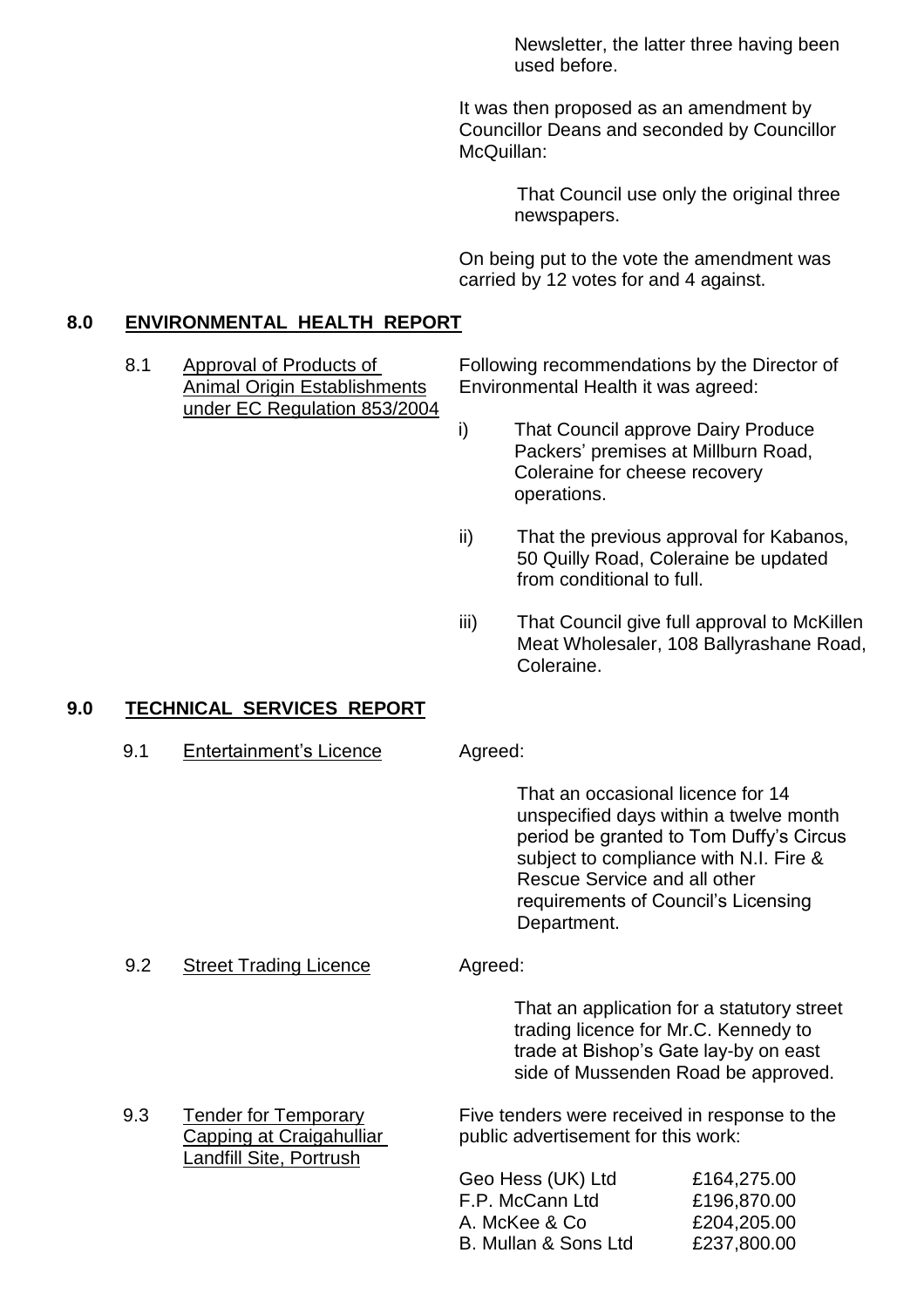Newsletter, the latter three having been used before.

It was then proposed as an amendment by Councillor Deans and seconded by Councillor McQuillan:

> That Council use only the original three newspapers.

On being put to the vote the amendment was carried by 12 votes for and 4 against.

## 8.0 ENVIRONMENTAL HEALTH REPORT

**8.1 Approval of Products of Animal Origin Establishments under EC Regulation 853/2004**

Following recommendations by the Director of Environmental Health it was agreed:

i) That Council approve Dairy Produce Packers' premises at Millburn Road, Coleraine for cheese recovery operations.

ii) That the previous approval for Kabanos, 50 Quilly Road, Coleraine be updated from conditional to full.

iii) That Council give full approval to McKillen Meat Wholesaler, 108 Ballyrashane Road, Coleraine.

## 9.0 TECHNICAL SERVICES REPORT

**9.1 Entertainment's Licence**

Agreed:

> That an occasional licence for 14 unspecified days within a twelve month period be granted to Tom Duffy's Circus subject to compliance with N.I. Fire & Rescue Service and all other requirements of Council's Licensing Department.

**9.2 Street Trading Licence**

Agreed:

> That an application for a statutory street trading licence for Mr.C. Kennedy to trade at Bishop's Gate lay-by on east side of Mussenden Road be approved.

**9.3 Tender for Temporary Capping at Craigahulliar Landfill Site, Portrush**

Five tenders were received in response to the public advertisement for this work:

| | |
|---|---|
| Geo Hess (UK) Ltd | £164,275.00 |
| F.P. McCann Ltd | £196,870.00 |
| A. McKee & Co | £204,205.00 |
| B. Mullan & Sons Ltd | £237,800.00 |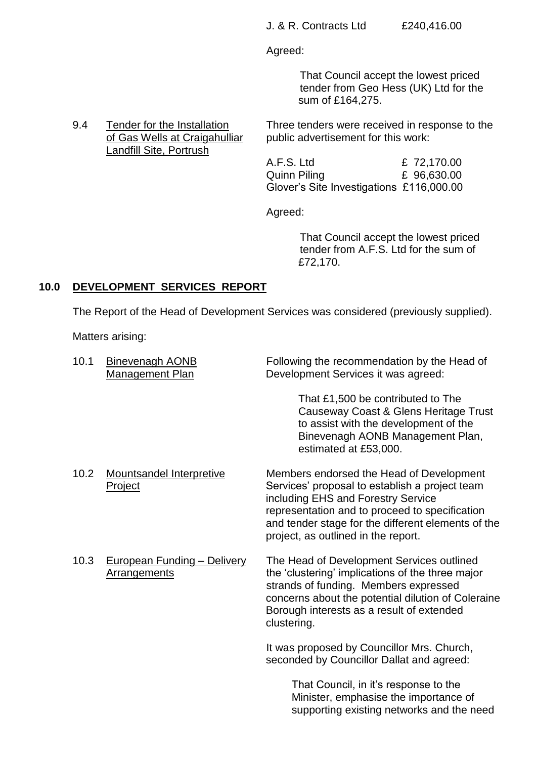| | |
|---|---|
| J. & R. Contracts Ltd | £240,416.00 |

Agreed:

> That Council accept the lowest priced tender from Geo Hess (UK) Ltd for the sum of £164,275.

9.4 Tender for the Installation of Gas Wells at Craigahulliar Landfill Site, Portrush

Three tenders were received in response to the public advertisement for this work:

| | |
|---|---|
| A.F.S. Ltd | £ 72,170.00 |
| Quinn Piling | £ 96,630.00 |
| Glover's Site Investigations | £116,000.00 |

Agreed:

> That Council accept the lowest priced tender from A.F.S. Ltd for the sum of £72,170.

## 10.0 DEVELOPMENT SERVICES REPORT

The Report of the Head of Development Services was considered (previously supplied).

Matters arising:

10.1 Binevenagh AONB Management Plan

Following the recommendation by the Head of Development Services it was agreed:

> That £1,500 be contributed to The Causeway Coast & Glens Heritage Trust to assist with the development of the Binevenagh AONB Management Plan, estimated at £53,000.

10.2 Mountsandel Interpretive Project

Members endorsed the Head of Development Services' proposal to establish a project team including EHS and Forestry Service representation and to proceed to specification and tender stage for the different elements of the project, as outlined in the report.

10.3 European Funding – Delivery Arrangements

The Head of Development Services outlined the 'clustering' implications of the three major strands of funding. Members expressed concerns about the potential dilution of Coleraine Borough interests as a result of extended clustering.

It was proposed by Councillor Mrs. Church, seconded by Councillor Dallat and agreed:

> That Council, in it's response to the Minister, emphasise the importance of supporting existing networks and the need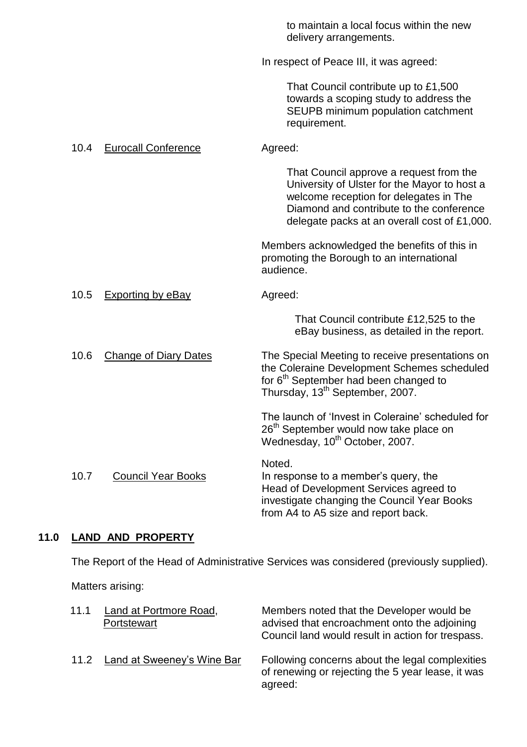to maintain a local focus within the new delivery arrangements.

In respect of Peace III, it was agreed:

That Council contribute up to £1,500 towards a scoping study to address the SEUPB minimum population catchment requirement.

10.4 Eurocall Conference — Agreed:

That Council approve a request from the University of Ulster for the Mayor to host a welcome reception for delegates in The Diamond and contribute to the conference delegate packs at an overall cost of £1,000.

Members acknowledged the benefits of this in promoting the Borough to an international audience.

10.5 Exporting by eBay — Agreed:

That Council contribute £12,525 to the eBay business, as detailed in the report.

10.6 Change of Diary Dates — The Special Meeting to receive presentations on the Coleraine Development Schemes scheduled for 6th September had been changed to Thursday, 13th September, 2007.

The launch of 'Invest in Coleraine' scheduled for 26th September would now take place on Wednesday, 10th October, 2007.

Noted.

10.7 Council Year Books — In response to a member's query, the Head of Development Services agreed to investigate changing the Council Year Books from A4 to A5 size and report back.

## 11.0 LAND AND PROPERTY

The Report of the Head of Administrative Services was considered (previously supplied).

Matters arising:

11.1 Land at Portmore Road, Portstewart — Members noted that the Developer would be advised that encroachment onto the adjoining Council land would result in action for trespass.

11.2 Land at Sweeney's Wine Bar — Following concerns about the legal complexities of renewing or rejecting the 5 year lease, it was agreed: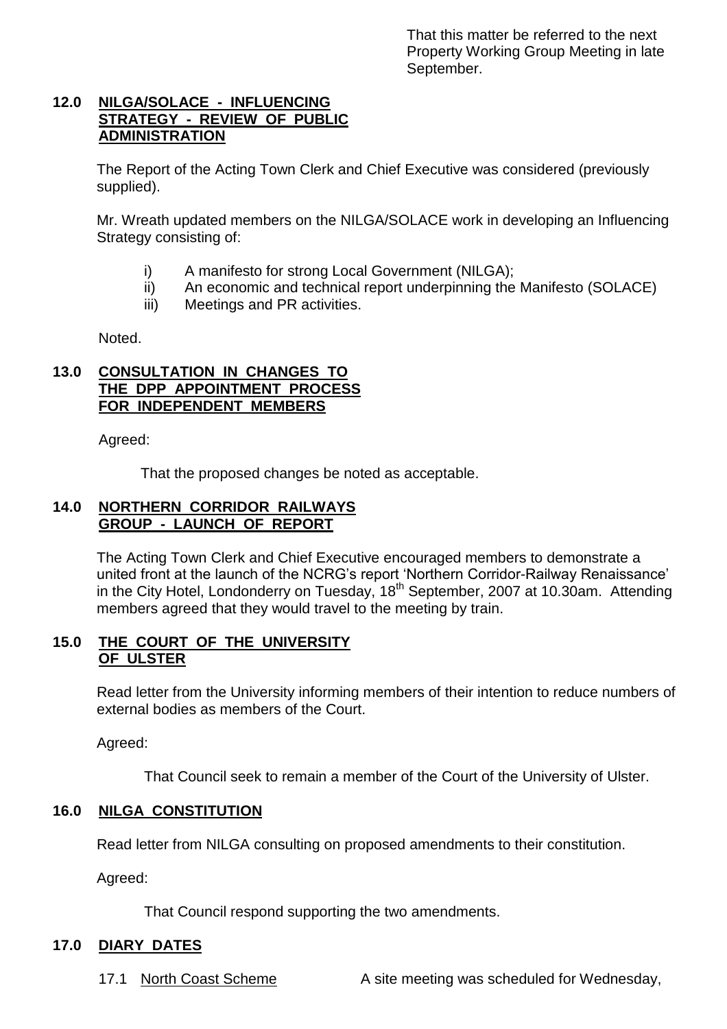That this matter be referred to the next Property Working Group Meeting in late September.

## 12.0 NILGA/SOLACE - INFLUENCING STRATEGY - REVIEW OF PUBLIC ADMINISTRATION

The Report of the Acting Town Clerk and Chief Executive was considered (previously supplied).

Mr. Wreath updated members on the NILGA/SOLACE work in developing an Influencing Strategy consisting of:

i) A manifesto for strong Local Government (NILGA);
ii) An economic and technical report underpinning the Manifesto (SOLACE)
iii) Meetings and PR activities.

Noted.

## 13.0 CONSULTATION IN CHANGES TO THE DPP APPOINTMENT PROCESS FOR INDEPENDENT MEMBERS

Agreed:

That the proposed changes be noted as acceptable.

## 14.0 NORTHERN CORRIDOR RAILWAYS GROUP - LAUNCH OF REPORT

The Acting Town Clerk and Chief Executive encouraged members to demonstrate a united front at the launch of the NCRG's report 'Northern Corridor-Railway Renaissance' in the City Hotel, Londonderry on Tuesday, 18th September, 2007 at 10.30am. Attending members agreed that they would travel to the meeting by train.

## 15.0 THE COURT OF THE UNIVERSITY OF ULSTER

Read letter from the University informing members of their intention to reduce numbers of external bodies as members of the Court.

Agreed:

That Council seek to remain a member of the Court of the University of Ulster.

## 16.0 NILGA CONSTITUTION

Read letter from NILGA consulting on proposed amendments to their constitution.

Agreed:

That Council respond supporting the two amendments.

## 17.0 DIARY DATES

17.1 North Coast Scheme — A site meeting was scheduled for Wednesday,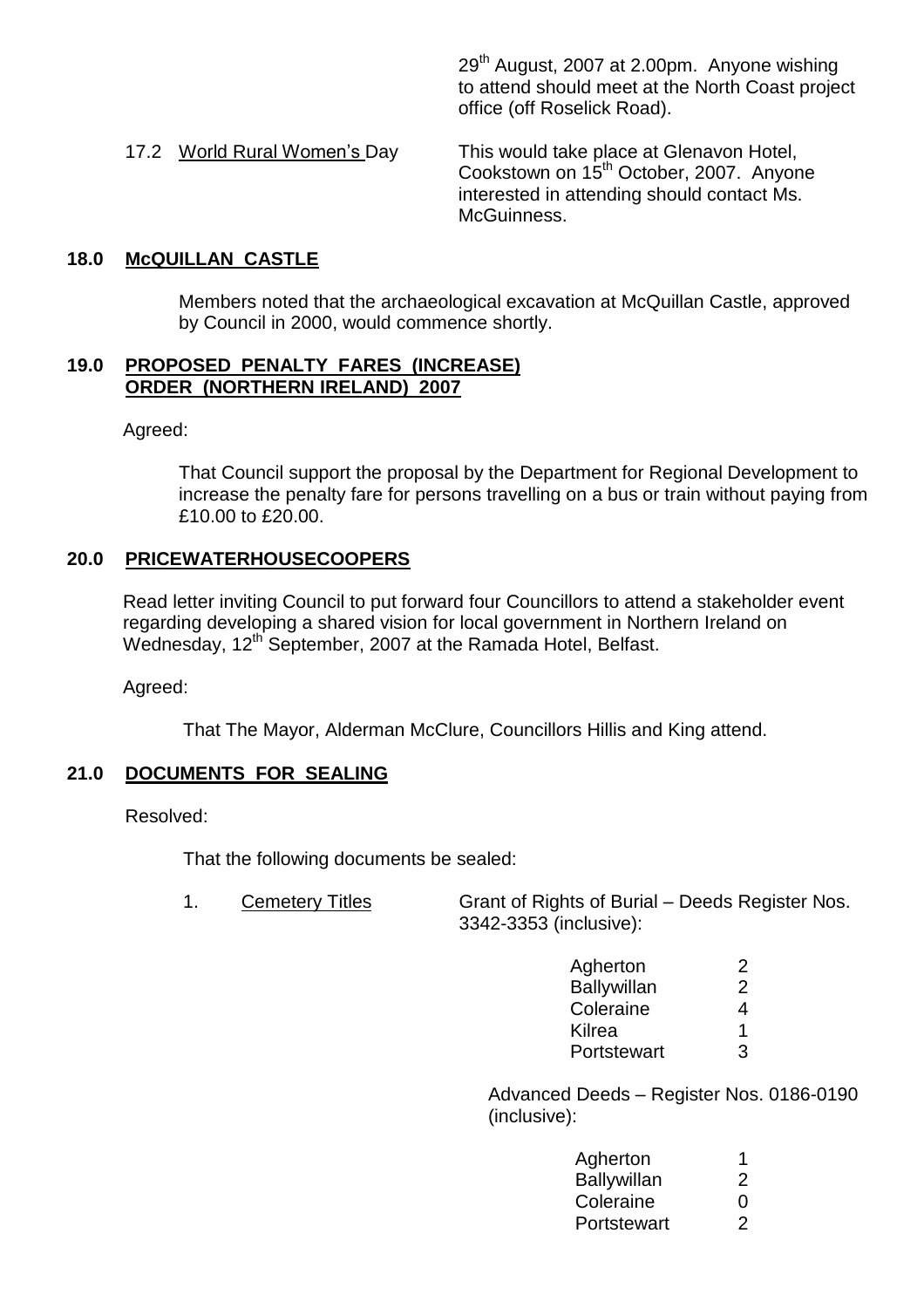29th August, 2007 at 2.00pm. Anyone wishing to attend should meet at the North Coast project office (off Roselick Road).

17.2 World Rural Women's Day — This would take place at Glenavon Hotel, Cookstown on 15th October, 2007. Anyone interested in attending should contact Ms. McGuinness.

## 18.0 McQUILLAN CASTLE

Members noted that the archaeological excavation at McQuillan Castle, approved by Council in 2000, would commence shortly.

## 19.0 PROPOSED PENALTY FARES (INCREASE) ORDER (NORTHERN IRELAND) 2007

Agreed:

That Council support the proposal by the Department for Regional Development to increase the penalty fare for persons travelling on a bus or train without paying from £10.00 to £20.00.

## 20.0 PRICEWATERHOUSECOOPERS

Read letter inviting Council to put forward four Councillors to attend a stakeholder event regarding developing a shared vision for local government in Northern Ireland on Wednesday, 12th September, 2007 at the Ramada Hotel, Belfast.

Agreed:

That The Mayor, Alderman McClure, Councillors Hillis and King attend.

## 21.0 DOCUMENTS FOR SEALING

Resolved:

That the following documents be sealed:

1. Cemetery Titles — Grant of Rights of Burial – Deeds Register Nos. 3342-3353 (inclusive):

| | |
|---|---|
| Agherton | 2 |
| Ballywillan | 2 |
| Coleraine | 4 |
| Kilrea | 1 |
| Portstewart | 3 |

Advanced Deeds – Register Nos. 0186-0190 (inclusive):

| | |
|---|---|
| Agherton | 1 |
| Ballywillan | 2 |
| Coleraine | 0 |
| Portstewart | 2 |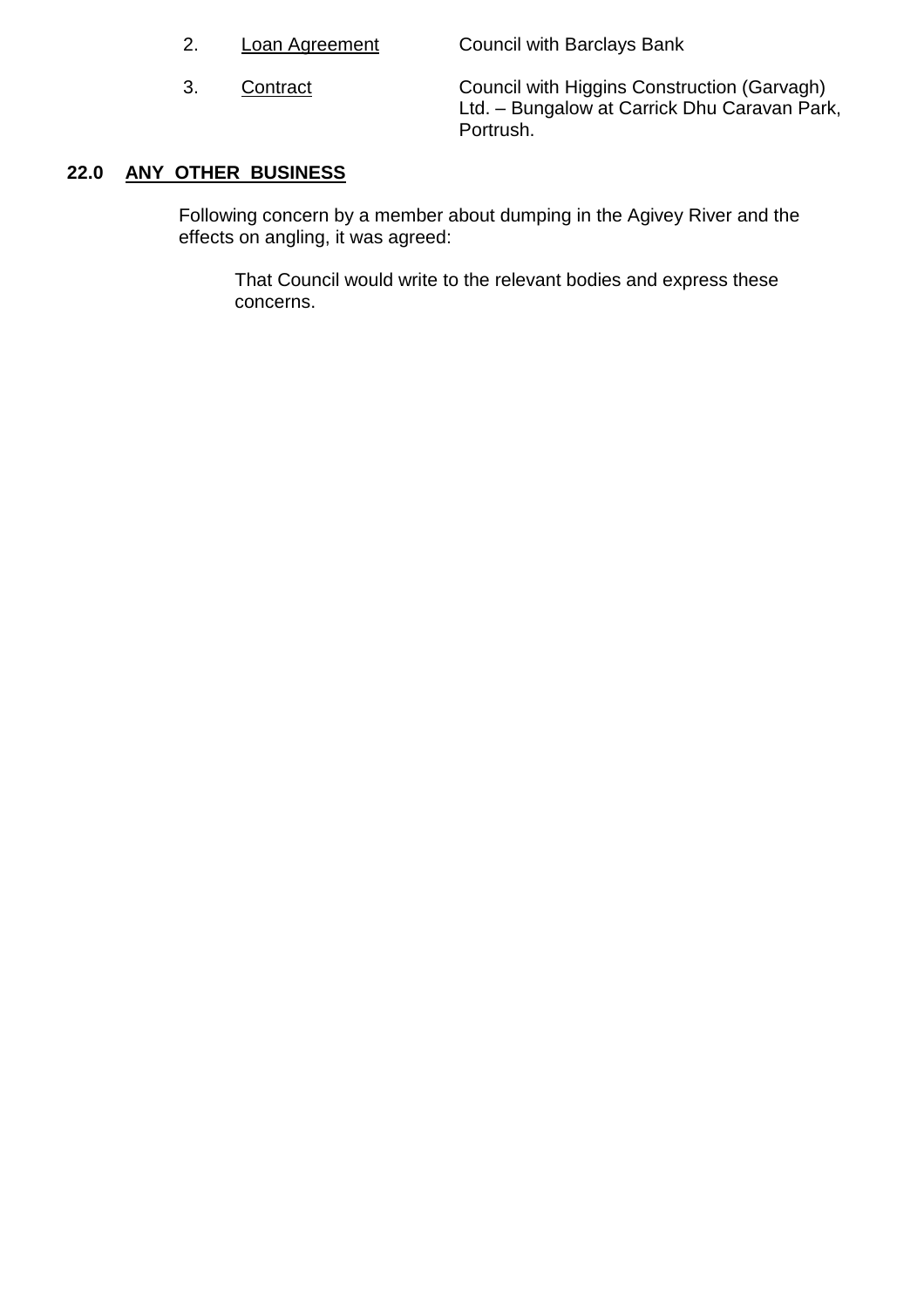2. <u>Loan Agreement</u> Council with Barclays Bank

3. <u>Contract</u> Council with Higgins Construction (Garvagh) Ltd. – Bungalow at Carrick Dhu Caravan Park, Portrush.

## 22.0 ANY OTHER BUSINESS

Following concern by a member about dumping in the Agivey River and the effects on angling, it was agreed:

> That Council would write to the relevant bodies and express these concerns.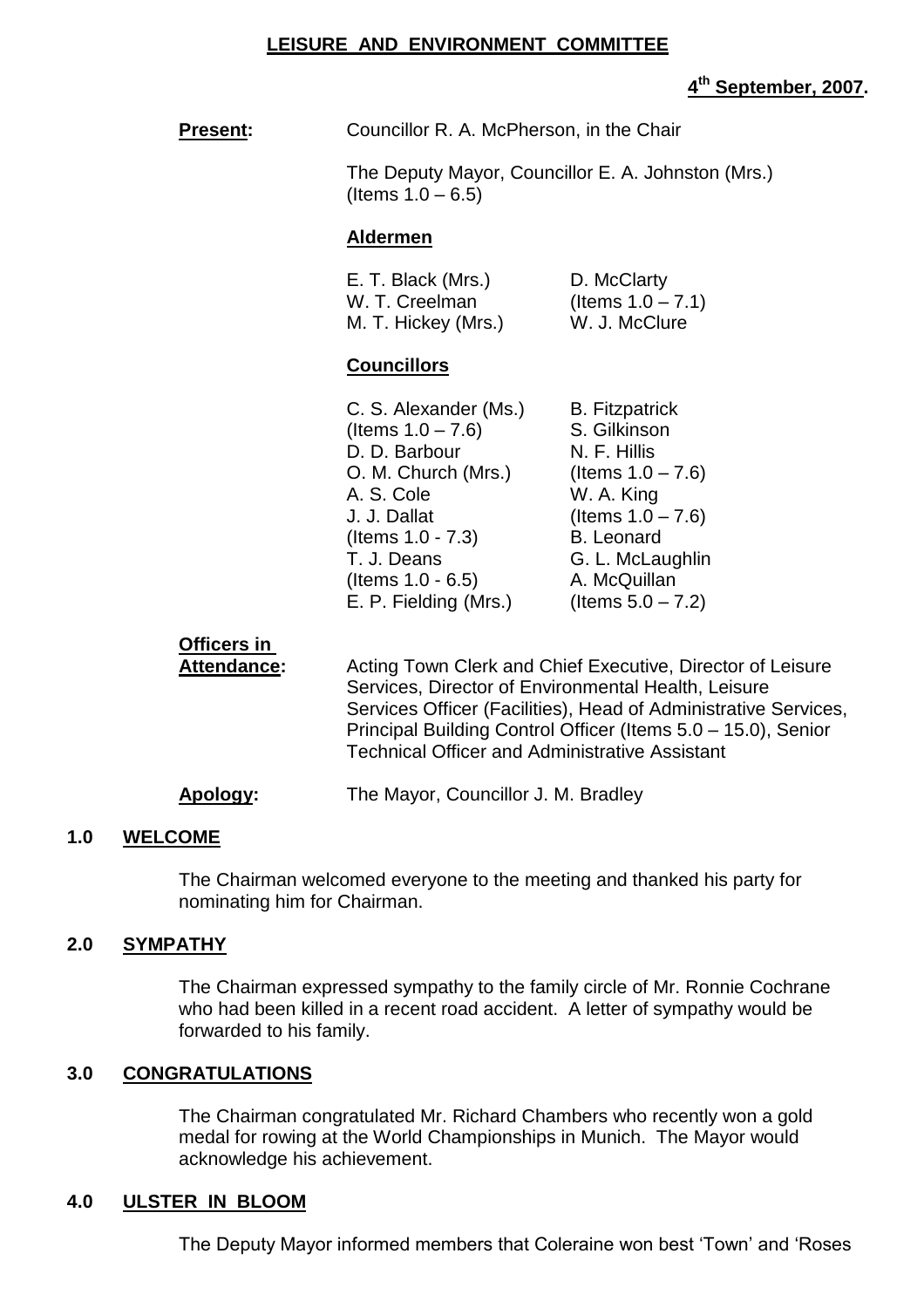# LEISURE AND ENVIRONMENT COMMITTEE

**4th September, 2007.**

**Present:** Councillor R. A. McPherson, in the Chair

The Deputy Mayor, Councillor E. A. Johnston (Mrs.) (Items 1.0 – 6.5)

**Aldermen**

E. T. Black (Mrs.)
W. T. Creelman
M. T. Hickey (Mrs.)
D. McClarty (Items 1.0 – 7.1)
W. J. McClure

**Councillors**

C. S. Alexander (Ms.) (Items 1.0 – 7.6)
D. D. Barbour
O. M. Church (Mrs.)
A. S. Cole
J. J. Dallat (Items 1.0 - 7.3)
T. J. Deans (Items 1.0 - 6.5)
E. P. Fielding (Mrs.)
B. Fitzpatrick
S. Gilkinson
N. F. Hillis (Items 1.0 – 7.6)
W. A. King (Items 1.0 – 7.6)
B. Leonard
G. L. McLaughlin
A. McQuillan (Items 5.0 – 7.2)

**Officers in Attendance:** Acting Town Clerk and Chief Executive, Director of Leisure Services, Director of Environmental Health, Leisure Services Officer (Facilities), Head of Administrative Services, Principal Building Control Officer (Items 5.0 – 15.0), Senior Technical Officer and Administrative Assistant

**Apology:** The Mayor, Councillor J. M. Bradley

## 1.0 WELCOME

The Chairman welcomed everyone to the meeting and thanked his party for nominating him for Chairman.

## 2.0 SYMPATHY

The Chairman expressed sympathy to the family circle of Mr. Ronnie Cochrane who had been killed in a recent road accident. A letter of sympathy would be forwarded to his family.

## 3.0 CONGRATULATIONS

The Chairman congratulated Mr. Richard Chambers who recently won a gold medal for rowing at the World Championships in Munich. The Mayor would acknowledge his achievement.

## 4.0 ULSTER IN BLOOM

The Deputy Mayor informed members that Coleraine won best 'Town' and 'Roses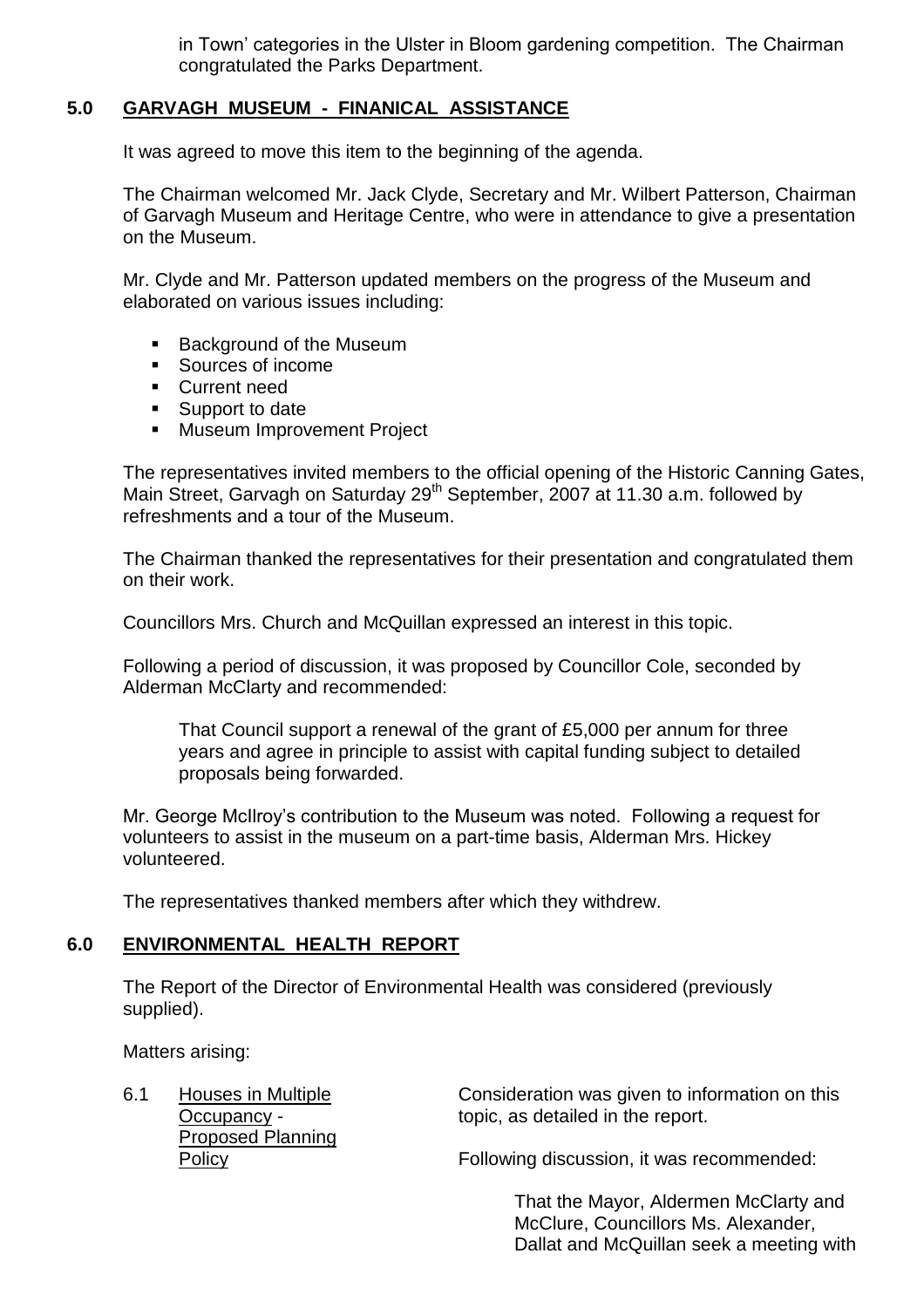in Town' categories in the Ulster in Bloom gardening competition. The Chairman congratulated the Parks Department.

## 5.0 GARVAGH MUSEUM - FINANICAL ASSISTANCE

It was agreed to move this item to the beginning of the agenda.

The Chairman welcomed Mr. Jack Clyde, Secretary and Mr. Wilbert Patterson, Chairman of Garvagh Museum and Heritage Centre, who were in attendance to give a presentation on the Museum.

Mr. Clyde and Mr. Patterson updated members on the progress of the Museum and elaborated on various issues including:

- Background of the Museum
- Sources of income
- Current need
- Support to date
- Museum Improvement Project

The representatives invited members to the official opening of the Historic Canning Gates, Main Street, Garvagh on Saturday 29th September, 2007 at 11.30 a.m. followed by refreshments and a tour of the Museum.

The Chairman thanked the representatives for their presentation and congratulated them on their work.

Councillors Mrs. Church and McQuillan expressed an interest in this topic.

Following a period of discussion, it was proposed by Councillor Cole, seconded by Alderman McClarty and recommended:

> That Council support a renewal of the grant of £5,000 per annum for three years and agree in principle to assist with capital funding subject to detailed proposals being forwarded.

Mr. George McIlroy's contribution to the Museum was noted. Following a request for volunteers to assist in the museum on a part-time basis, Alderman Mrs. Hickey volunteered.

The representatives thanked members after which they withdrew.

## 6.0 ENVIRONMENTAL HEALTH REPORT

The Report of the Director of Environmental Health was considered (previously supplied).

Matters arising:

6.1 Houses in Multiple Occupancy - Proposed Planning Policy

Consideration was given to information on this topic, as detailed in the report.

Following discussion, it was recommended:

> That the Mayor, Aldermen McClarty and McClure, Councillors Ms. Alexander, Dallat and McQuillan seek a meeting with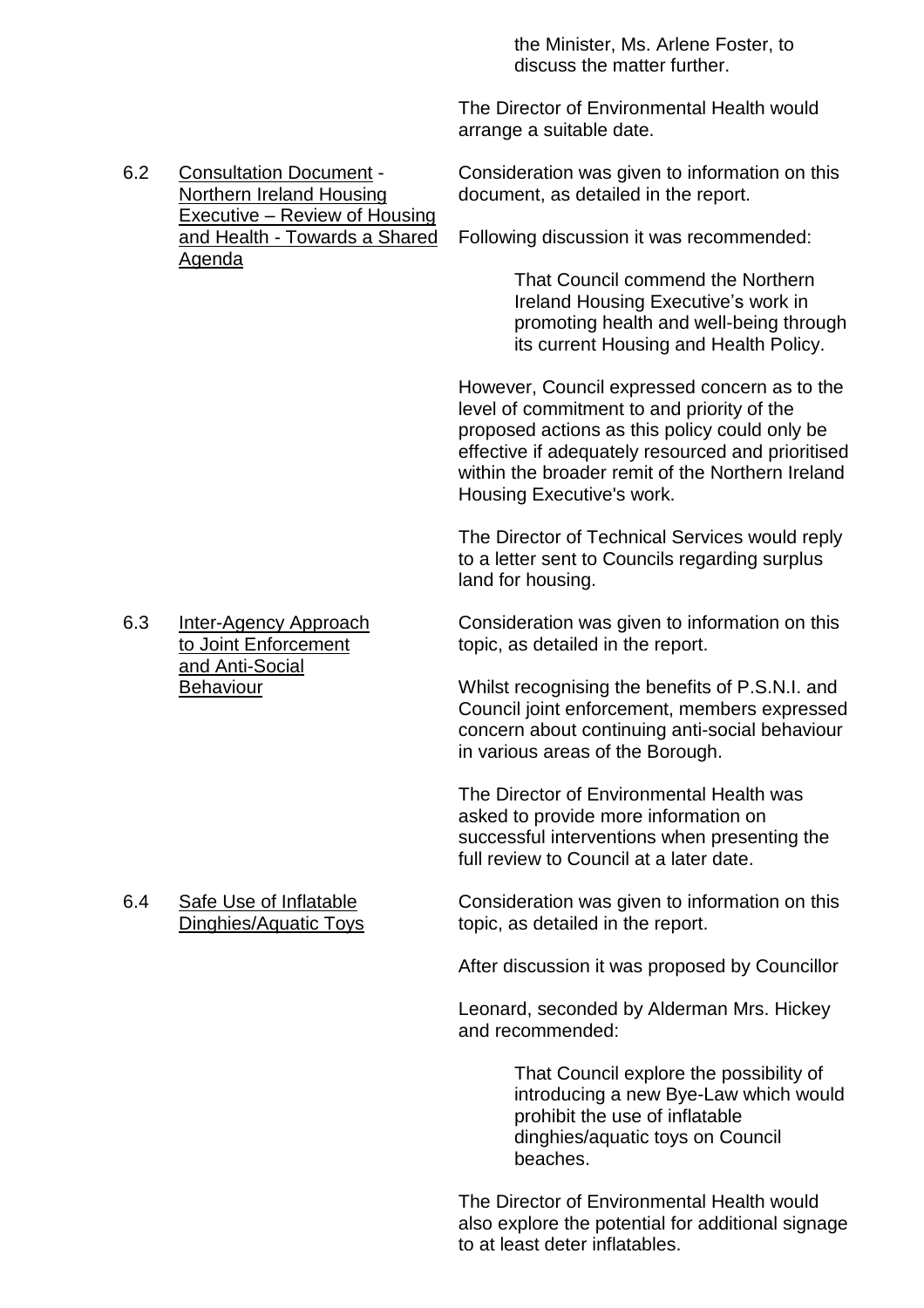the Minister, Ms. Arlene Foster, to discuss the matter further.

The Director of Environmental Health would arrange a suitable date.

6.2 Consultation Document - Northern Ireland Housing Executive – Review of Housing and Health - Towards a Shared Agenda

Consideration was given to information on this document, as detailed in the report.

Following discussion it was recommended:

> That Council commend the Northern Ireland Housing Executive's work in promoting health and well-being through its current Housing and Health Policy.

However, Council expressed concern as to the level of commitment to and priority of the proposed actions as this policy could only be effective if adequately resourced and prioritised within the broader remit of the Northern Ireland Housing Executive's work.

The Director of Technical Services would reply to a letter sent to Councils regarding surplus land for housing.

6.3 Inter-Agency Approach to Joint Enforcement and Anti-Social Behaviour

Consideration was given to information on this topic, as detailed in the report.

Whilst recognising the benefits of P.S.N.I. and Council joint enforcement, members expressed concern about continuing anti-social behaviour in various areas of the Borough.

The Director of Environmental Health was asked to provide more information on successful interventions when presenting the full review to Council at a later date.

6.4 Safe Use of Inflatable Dinghies/Aquatic Toys

Consideration was given to information on this topic, as detailed in the report.

After discussion it was proposed by Councillor

Leonard, seconded by Alderman Mrs. Hickey and recommended:

> That Council explore the possibility of introducing a new Bye-Law which would prohibit the use of inflatable dinghies/aquatic toys on Council beaches.

The Director of Environmental Health would also explore the potential for additional signage to at least deter inflatables.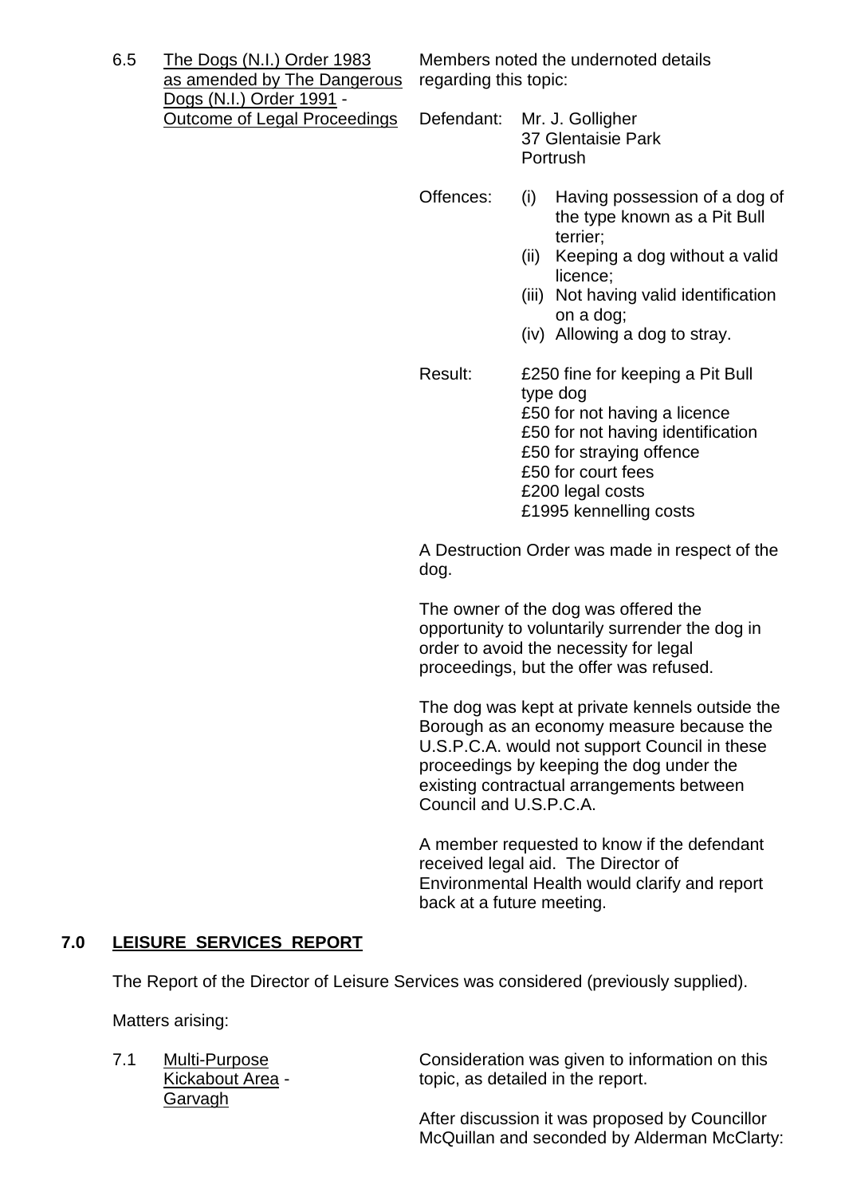6.5 <u>The Dogs (N.I.) Order 1983 as amended by The Dangerous Dogs (N.I.) Order 1991</u> - <u>Outcome of Legal Proceedings</u>

Members noted the undernoted details regarding this topic:

Defendant: Mr. J. Golligher
37 Glentaisie Park
Portrush

Offences:
- (i) Having possession of a dog of the type known as a Pit Bull terrier;
- (ii) Keeping a dog without a valid licence;
- (iii) Not having valid identification on a dog;
- (iv) Allowing a dog to stray.

Result:
£250 fine for keeping a Pit Bull type dog
£50 for not having a licence
£50 for not having identification
£50 for straying offence
£50 for court fees
£200 legal costs
£1995 kennelling costs

A Destruction Order was made in respect of the dog.

The owner of the dog was offered the opportunity to voluntarily surrender the dog in order to avoid the necessity for legal proceedings, but the offer was refused.

The dog was kept at private kennels outside the Borough as an economy measure because the U.S.P.C.A. would not support Council in these proceedings by keeping the dog under the existing contractual arrangements between Council and U.S.P.C.A.

A member requested to know if the defendant received legal aid. The Director of Environmental Health would clarify and report back at a future meeting.

## 7.0 LEISURE SERVICES REPORT

The Report of the Director of Leisure Services was considered (previously supplied).

Matters arising:

7.1 <u>Multi-Purpose Kickabout Area</u> - <u>Garvagh</u>

Consideration was given to information on this topic, as detailed in the report.

After discussion it was proposed by Councillor McQuillan and seconded by Alderman McClarty: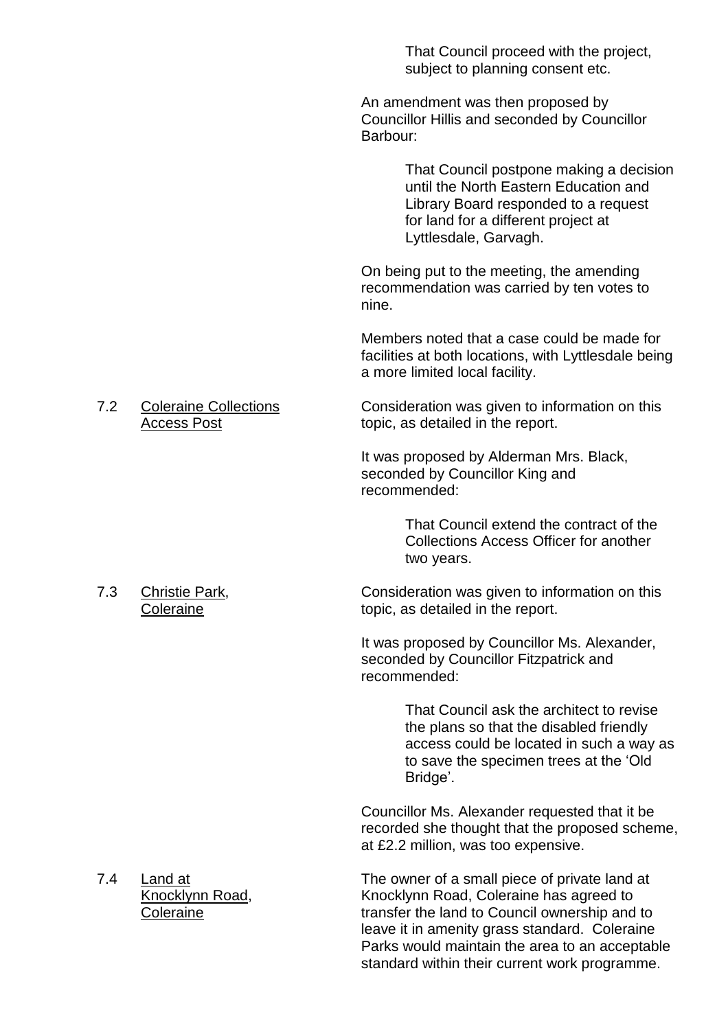> That Council proceed with the project, subject to planning consent etc.

An amendment was then proposed by Councillor Hillis and seconded by Councillor Barbour:

> That Council postpone making a decision until the North Eastern Education and Library Board responded to a request for land for a different project at Lyttlesdale, Garvagh.

On being put to the meeting, the amending recommendation was carried by ten votes to nine.

Members noted that a case could be made for facilities at both locations, with Lyttlesdale being a more limited local facility.

**7.2 Coleraine Collections Access Post**

Consideration was given to information on this topic, as detailed in the report.

It was proposed by Alderman Mrs. Black, seconded by Councillor King and recommended:

> That Council extend the contract of the Collections Access Officer for another two years.

**7.3 Christie Park, Coleraine**

Consideration was given to information on this topic, as detailed in the report.

It was proposed by Councillor Ms. Alexander, seconded by Councillor Fitzpatrick and recommended:

> That Council ask the architect to revise the plans so that the disabled friendly access could be located in such a way as to save the specimen trees at the 'Old Bridge'.

Councillor Ms. Alexander requested that it be recorded she thought that the proposed scheme, at £2.2 million, was too expensive.

**7.4 Land at Knocklynn Road, Coleraine**

The owner of a small piece of private land at Knocklynn Road, Coleraine has agreed to transfer the land to Council ownership and to leave it in amenity grass standard. Coleraine Parks would maintain the area to an acceptable standard within their current work programme.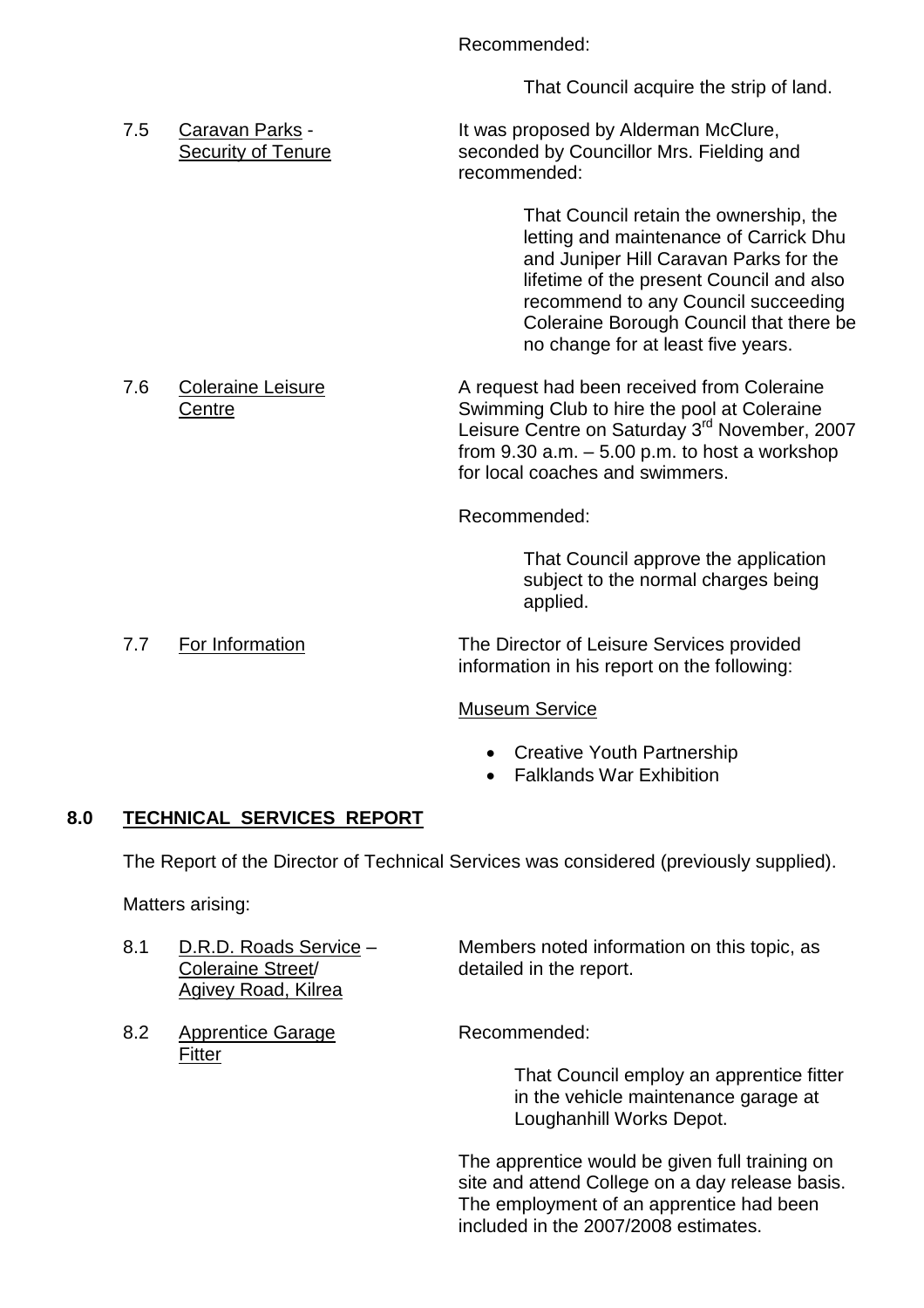Recommended:

> That Council acquire the strip of land.

7.5 Caravan Parks - Security of Tenure

It was proposed by Alderman McClure, seconded by Councillor Mrs. Fielding and recommended:

> That Council retain the ownership, the letting and maintenance of Carrick Dhu and Juniper Hill Caravan Parks for the lifetime of the present Council and also recommend to any Council succeeding Coleraine Borough Council that there be no change for at least five years.

7.6 Coleraine Leisure Centre

A request had been received from Coleraine Swimming Club to hire the pool at Coleraine Leisure Centre on Saturday 3rd November, 2007 from 9.30 a.m. – 5.00 p.m. to host a workshop for local coaches and swimmers.

Recommended:

> That Council approve the application subject to the normal charges being applied.

7.7 For Information

The Director of Leisure Services provided information in his report on the following:

Museum Service

- Creative Youth Partnership
- Falklands War Exhibition

## 8.0 TECHNICAL SERVICES REPORT

The Report of the Director of Technical Services was considered (previously supplied).

Matters arising:

8.1 D.R.D. Roads Service – Coleraine Street/ Agivey Road, Kilrea

Members noted information on this topic, as detailed in the report.

8.2 Apprentice Garage Fitter

Recommended:

> That Council employ an apprentice fitter in the vehicle maintenance garage at Loughanhill Works Depot.

The apprentice would be given full training on site and attend College on a day release basis. The employment of an apprentice had been included in the 2007/2008 estimates.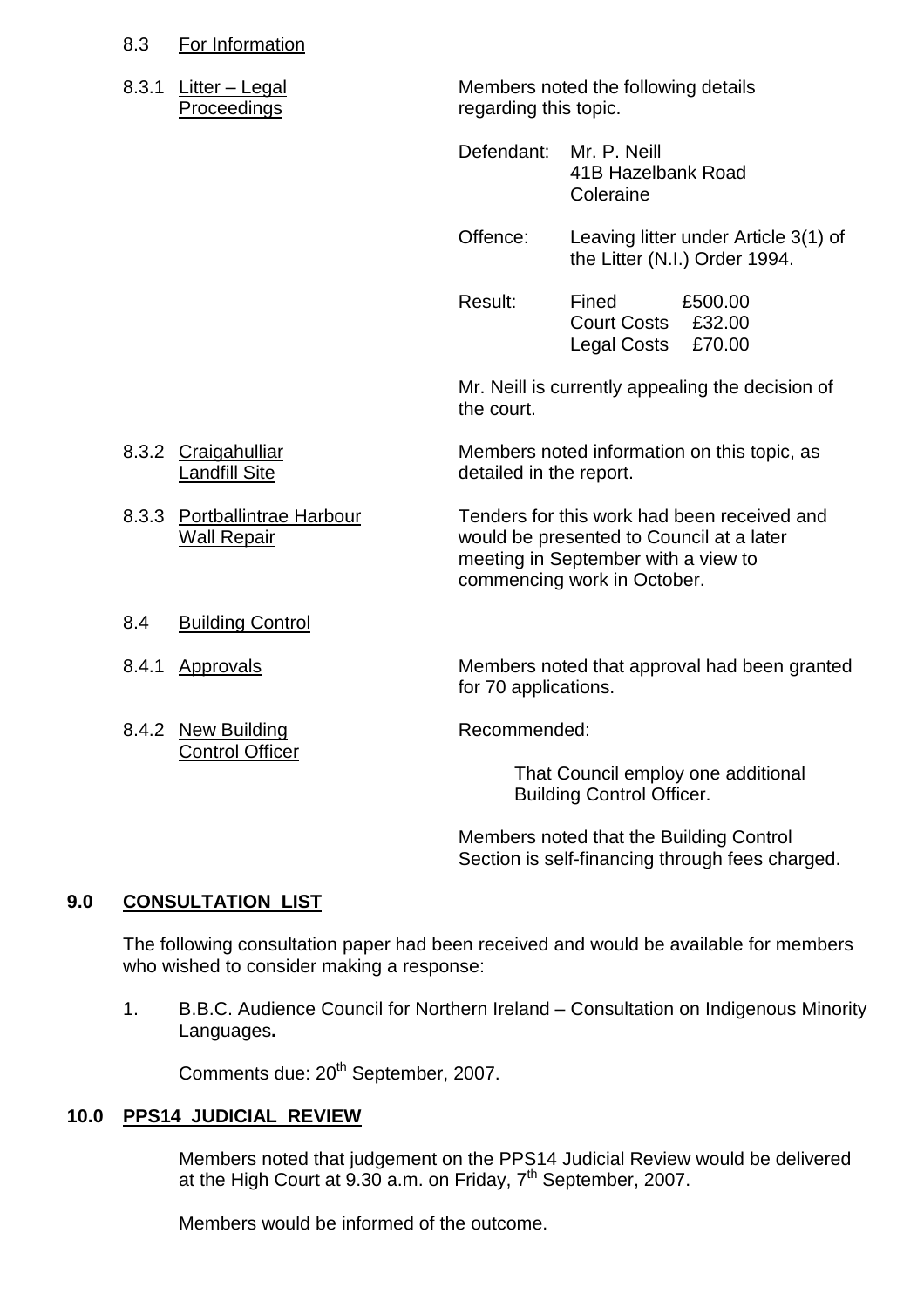8.3 <u>For Information</u>

8.3.1 <u>Litter – Legal Proceedings</u>

Members noted the following details regarding this topic.

Defendant: Mr. P. Neill
41B Hazelbank Road
Coleraine

Offence: Leaving litter under Article 3(1) of the Litter (N.I.) Order 1994.

Result: Fined £500.00
Court Costs £32.00
Legal Costs £70.00

Mr. Neill is currently appealing the decision of the court.

8.3.2 <u>Craigahulliar Landfill Site</u>

Members noted information on this topic, as detailed in the report.

8.3.3 <u>Portballintrae Harbour Wall Repair</u>

Tenders for this work had been received and would be presented to Council at a later meeting in September with a view to commencing work in October.

8.4 <u>Building Control</u>

8.4.1 <u>Approvals</u>

Members noted that approval had been granted for 70 applications.

8.4.2 <u>New Building Control Officer</u>

Recommended:

That Council employ one additional Building Control Officer.

Members noted that the Building Control Section is self-financing through fees charged.

## 9.0 CONSULTATION LIST

The following consultation paper had been received and would be available for members who wished to consider making a response:

1. B.B.C. Audience Council for Northern Ireland – Consultation on Indigenous Minority Languages**.**

   Comments due: 20th September, 2007.

## 10.0 PPS14 JUDICIAL REVIEW

Members noted that judgement on the PPS14 Judicial Review would be delivered at the High Court at 9.30 a.m. on Friday, 7th September, 2007.

Members would be informed of the outcome.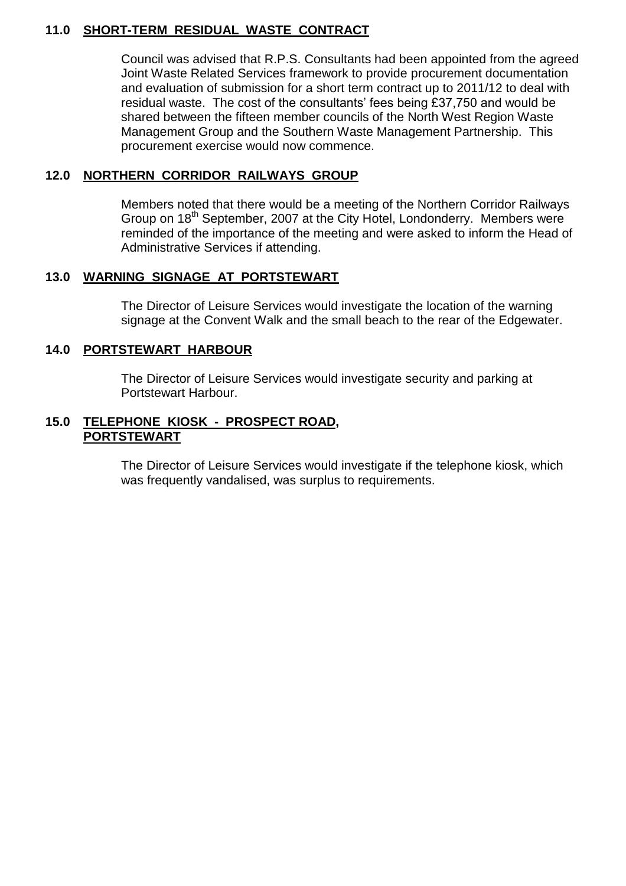## 11.0 SHORT-TERM RESIDUAL WASTE CONTRACT

Council was advised that R.P.S. Consultants had been appointed from the agreed Joint Waste Related Services framework to provide procurement documentation and evaluation of submission for a short term contract up to 2011/12 to deal with residual waste. The cost of the consultants' fees being £37,750 and would be shared between the fifteen member councils of the North West Region Waste Management Group and the Southern Waste Management Partnership. This procurement exercise would now commence.

## 12.0 NORTHERN CORRIDOR RAILWAYS GROUP

Members noted that there would be a meeting of the Northern Corridor Railways Group on 18th September, 2007 at the City Hotel, Londonderry. Members were reminded of the importance of the meeting and were asked to inform the Head of Administrative Services if attending.

## 13.0 WARNING SIGNAGE AT PORTSTEWART

The Director of Leisure Services would investigate the location of the warning signage at the Convent Walk and the small beach to the rear of the Edgewater.

## 14.0 PORTSTEWART HARBOUR

The Director of Leisure Services would investigate security and parking at Portstewart Harbour.

## 15.0 TELEPHONE KIOSK - PROSPECT ROAD, PORTSTEWART

The Director of Leisure Services would investigate if the telephone kiosk, which was frequently vandalised, was surplus to requirements.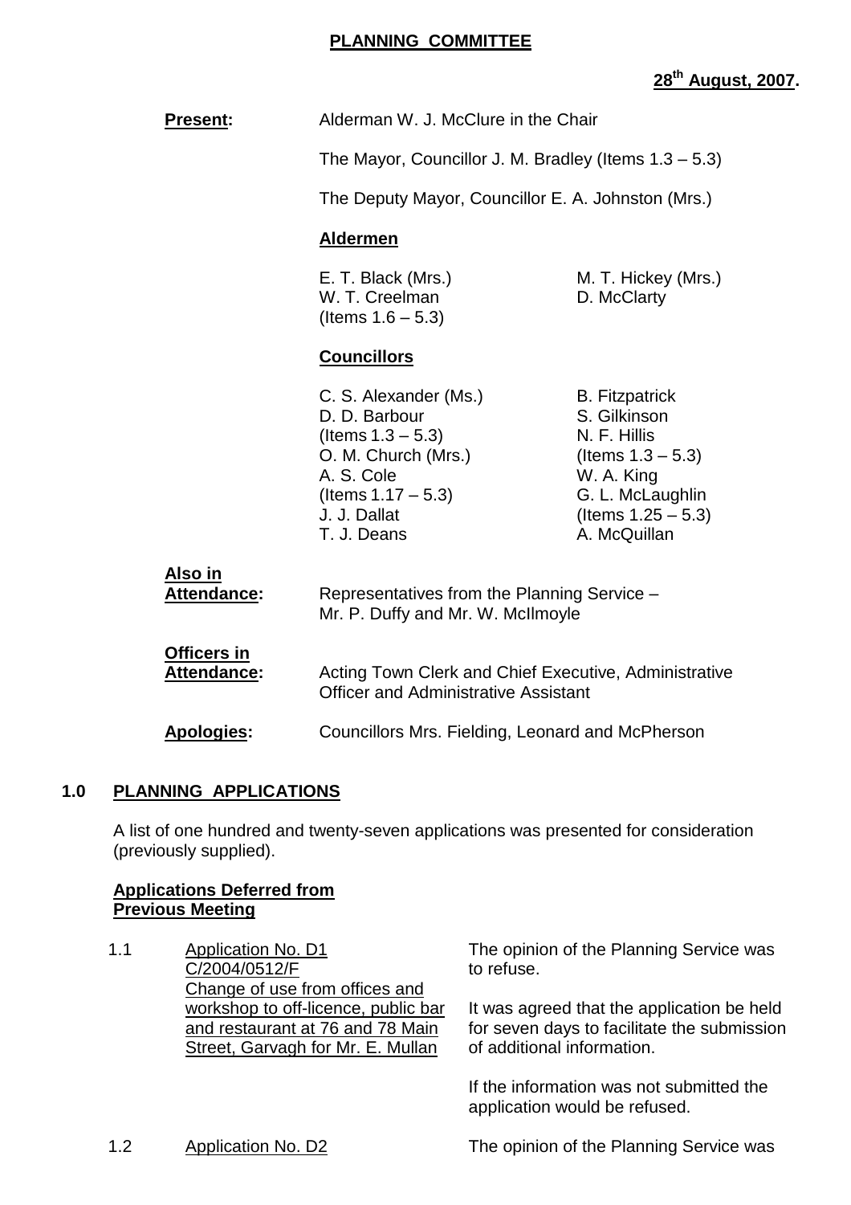**PLANNING COMMITTEE**

**28th August, 2007.**

**Present:** Alderman W. J. McClure in the Chair

The Mayor, Councillor J. M. Bradley (Items 1.3 – 5.3)

The Deputy Mayor, Councillor E. A. Johnston (Mrs.)

**Aldermen**

E. T. Black (Mrs.)
M. T. Hickey (Mrs.)
W. T. Creelman (Items 1.6 – 5.3)
D. McClarty

**Councillors**

C. S. Alexander (Ms.)
D. D. Barbour (Items 1.3 – 5.3)
O. M. Church (Mrs.)
A. S. Cole (Items 1.17 – 5.3)
J. J. Dallat
T. J. Deans
B. Fitzpatrick
S. Gilkinson
N. F. Hillis (Items 1.3 – 5.3)
W. A. King
G. L. McLaughlin (Items 1.25 – 5.3)
A. McQuillan

**Also in Attendance:** Representatives from the Planning Service – Mr. P. Duffy and Mr. W. McIlmoyle

**Officers in Attendance:** Acting Town Clerk and Chief Executive, Administrative Officer and Administrative Assistant

**Apologies:** Councillors Mrs. Fielding, Leonard and McPherson

## 1.0 PLANNING APPLICATIONS

A list of one hundred and twenty-seven applications was presented for consideration (previously supplied).

**Applications Deferred from Previous Meeting**

1.1 Application No. D1
C/2004/0512/F
Change of use from offices and workshop to off-licence, public bar and restaurant at 76 and 78 Main Street, Garvagh for Mr. E. Mullan

The opinion of the Planning Service was to refuse.

It was agreed that the application be held for seven days to facilitate the submission of additional information.

If the information was not submitted the application would be refused.

1.2 Application No. D2

The opinion of the Planning Service was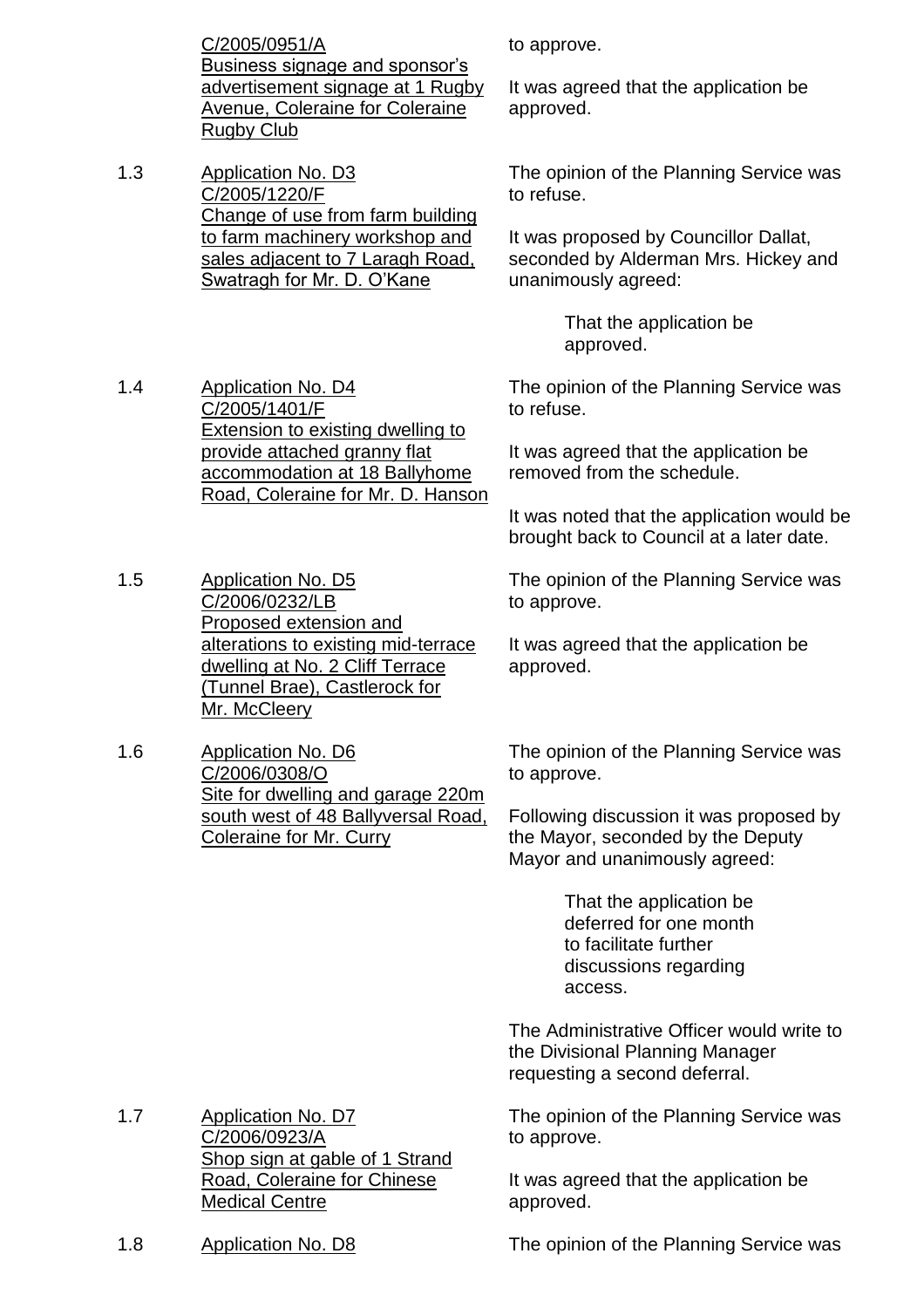| | | |
|---|---|---|
| | C/2005/0951/A<br>Business signage and sponsor's advertisement signage at 1 Rugby Avenue, Coleraine for Coleraine Rugby Club | to approve.<br><br>It was agreed that the application be approved. |
| 1.3 | Application No. D3<br>C/2005/1220/F<br>Change of use from farm building to farm machinery workshop and sales adjacent to 7 Laragh Road, Swatragh for Mr. D. O'Kane | The opinion of the Planning Service was to refuse.<br><br>It was proposed by Councillor Dallat, seconded by Alderman Mrs. Hickey and unanimously agreed:<br><br>That the application be approved. |
| 1.4 | Application No. D4<br>C/2005/1401/F<br>Extension to existing dwelling to provide attached granny flat accommodation at 18 Ballyhome Road, Coleraine for Mr. D. Hanson | The opinion of the Planning Service was to refuse.<br><br>It was agreed that the application be removed from the schedule.<br><br>It was noted that the application would be brought back to Council at a later date. |
| 1.5 | Application No. D5<br>C/2006/0232/LB<br>Proposed extension and alterations to existing mid-terrace dwelling at No. 2 Cliff Terrace (Tunnel Brae), Castlerock for Mr. McCleery | The opinion of the Planning Service was to approve.<br><br>It was agreed that the application be approved. |
| 1.6 | Application No. D6<br>C/2006/0308/O<br>Site for dwelling and garage 220m south west of 48 Ballyversal Road, Coleraine for Mr. Curry | The opinion of the Planning Service was to approve.<br><br>Following discussion it was proposed by the Mayor, seconded by the Deputy Mayor and unanimously agreed:<br><br>That the application be deferred for one month to facilitate further discussions regarding access.<br><br>The Administrative Officer would write to the Divisional Planning Manager requesting a second deferral. |
| 1.7 | Application No. D7<br>C/2006/0923/A<br>Shop sign at gable of 1 Strand Road, Coleraine for Chinese Medical Centre | The opinion of the Planning Service was to approve.<br><br>It was agreed that the application be approved. |
| 1.8 | Application No. D8 | The opinion of the Planning Service was |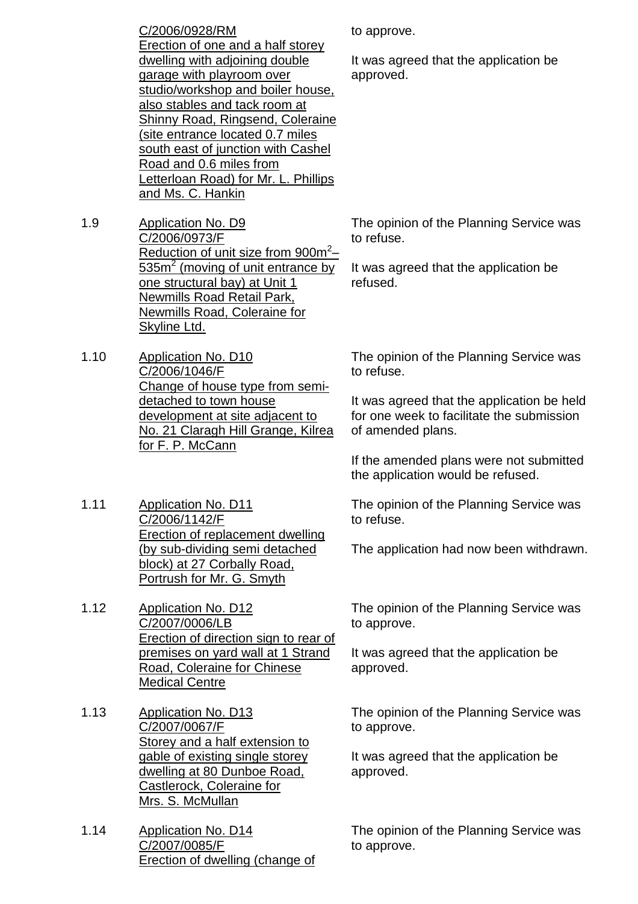| | | |
|---|---|---|
| | C/2006/0928/RM<br>Erection of one and a half storey dwelling with adjoining double garage with playroom over studio/workshop and boiler house, also stables and tack room at Shinny Road, Ringsend, Coleraine (site entrance located 0.7 miles south east of junction with Cashel Road and 0.6 miles from Letterloan Road) for Mr. L. Phillips and Ms. C. Hankin | to approve.<br><br>It was agreed that the application be approved. |
| 1.9 | Application No. D9<br>C/2006/0973/F<br>Reduction of unit size from 900m$^2$–535m$^2$ (moving of unit entrance by one structural bay) at Unit 1 Newmills Road Retail Park, Newmills Road, Coleraine for Skyline Ltd. | The opinion of the Planning Service was to refuse.<br><br>It was agreed that the application be refused. |
| 1.10 | Application No. D10<br>C/2006/1046/F<br>Change of house type from semi-detached to town house development at site adjacent to No. 21 Claragh Hill Grange, Kilrea for F. P. McCann | The opinion of the Planning Service was to refuse.<br><br>It was agreed that the application be held for one week to facilitate the submission of amended plans.<br><br>If the amended plans were not submitted the application would be refused. |
| 1.11 | Application No. D11<br>C/2006/1142/F<br>Erection of replacement dwelling (by sub-dividing semi detached block) at 27 Corbally Road, Portrush for Mr. G. Smyth | The opinion of the Planning Service was to refuse.<br><br>The application had now been withdrawn. |
| 1.12 | Application No. D12<br>C/2007/0006/LB<br>Erection of direction sign to rear of premises on yard wall at 1 Strand Road, Coleraine for Chinese Medical Centre | The opinion of the Planning Service was to approve.<br><br>It was agreed that the application be approved. |
| 1.13 | Application No. D13<br>C/2007/0067/F<br>Storey and a half extension to gable of existing single storey dwelling at 80 Dunboe Road, Castlerock, Coleraine for Mrs. S. McMullan | The opinion of the Planning Service was to approve.<br><br>It was agreed that the application be approved. |
| 1.14 | Application No. D14<br>C/2007/0085/F<br>Erection of dwelling (change of | The opinion of the Planning Service was to approve. |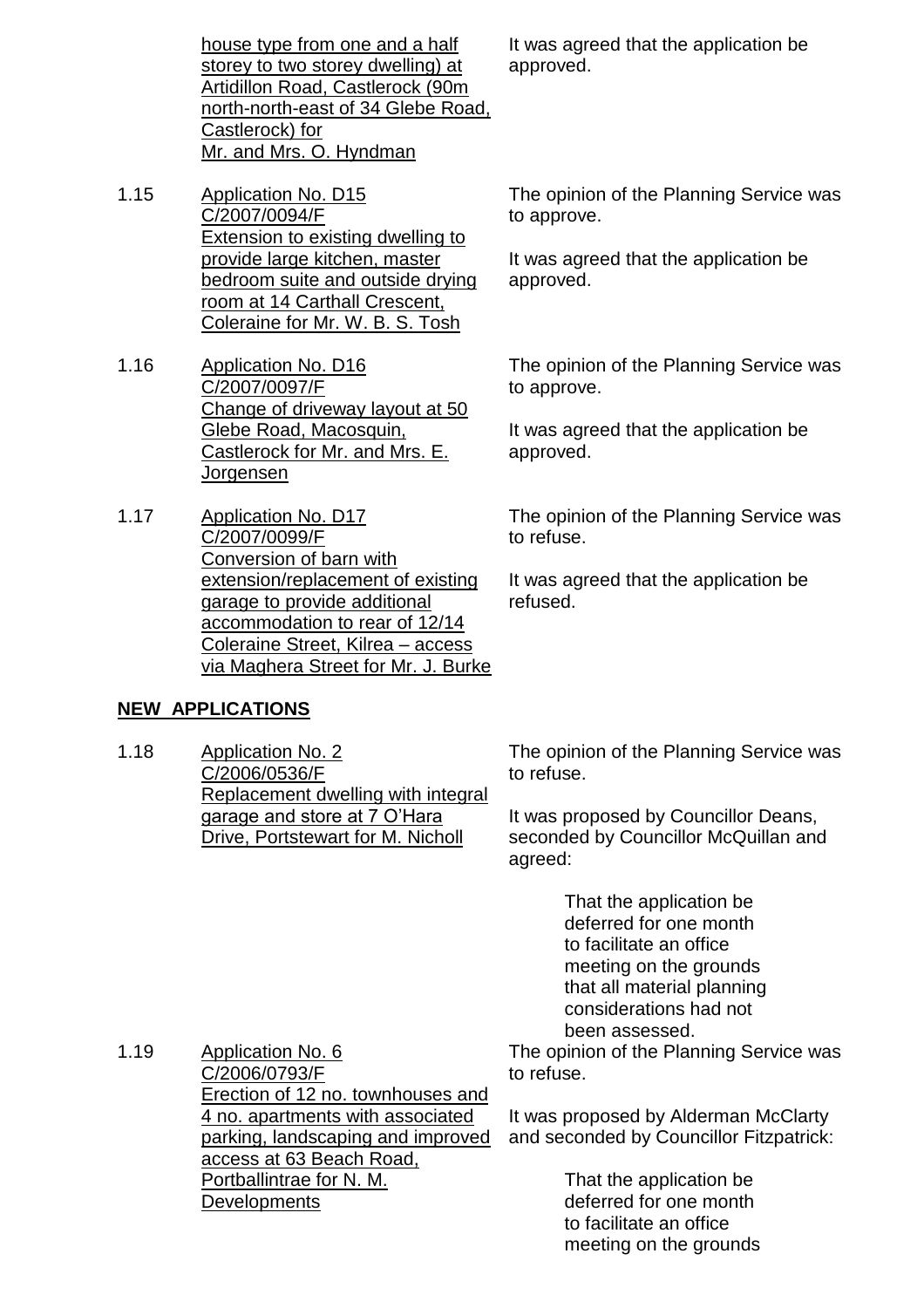house type from one and a half storey to two storey dwelling) at Artidillon Road, Castlerock (90m north-north-east of 34 Glebe Road, Castlerock) for Mr. and Mrs. O. Hyndman

It was agreed that the application be approved.

1.15 Application No. D15 C/2007/0094/F Extension to existing dwelling to provide large kitchen, master bedroom suite and outside drying room at 14 Carthall Crescent, Coleraine for Mr. W. B. S. Tosh

The opinion of the Planning Service was to approve.

It was agreed that the application be approved.

1.16 Application No. D16 C/2007/0097/F Change of driveway layout at 50 Glebe Road, Macosquin, Castlerock for Mr. and Mrs. E. Jorgensen

The opinion of the Planning Service was to approve.

It was agreed that the application be approved.

1.17 Application No. D17 C/2007/0099/F Conversion of barn with extension/replacement of existing garage to provide additional accommodation to rear of 12/14 Coleraine Street, Kilrea – access via Maghera Street for Mr. J. Burke

The opinion of the Planning Service was to refuse.

It was agreed that the application be refused.

**NEW APPLICATIONS**

1.18 Application No. 2 C/2006/0536/F Replacement dwelling with integral garage and store at 7 O'Hara Drive, Portstewart for M. Nicholl

The opinion of the Planning Service was to refuse.

It was proposed by Councillor Deans, seconded by Councillor McQuillan and agreed:

> That the application be deferred for one month to facilitate an office meeting on the grounds that all material planning considerations had not been assessed.

1.19 Application No. 6 C/2006/0793/F Erection of 12 no. townhouses and 4 no. apartments with associated parking, landscaping and improved access at 63 Beach Road, Portballintrae for N. M. Developments

The opinion of the Planning Service was to refuse.

It was proposed by Alderman McClarty and seconded by Councillor Fitzpatrick:

> That the application be deferred for one month to facilitate an office meeting on the grounds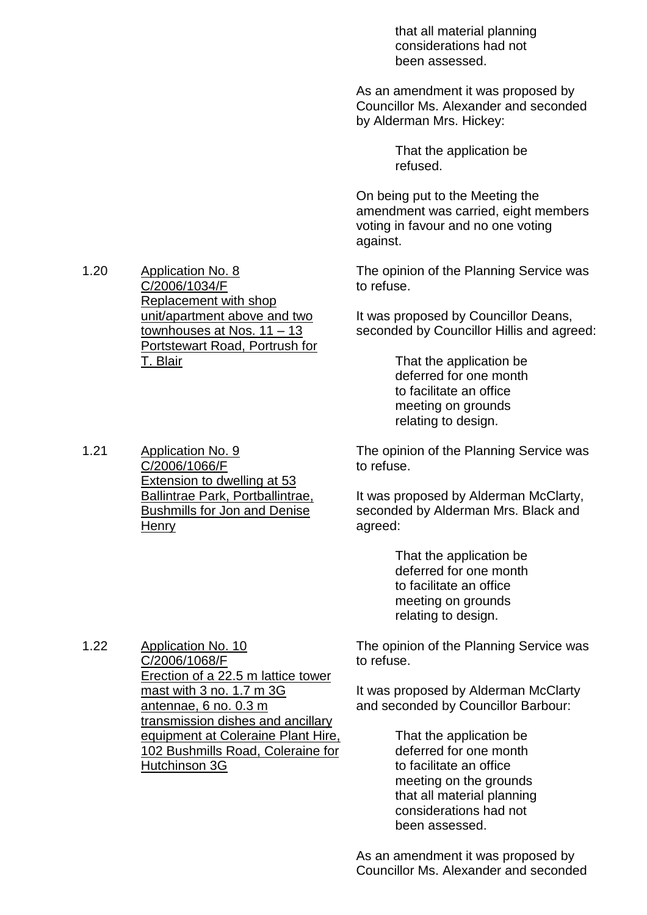that all material planning considerations had not been assessed.

As an amendment it was proposed by Councillor Ms. Alexander and seconded by Alderman Mrs. Hickey:

> That the application be refused.

On being put to the Meeting the amendment was carried, eight members voting in favour and no one voting against.

1.20 Application No. 8
C/2006/1034/F
Replacement with shop unit/apartment above and two townhouses at Nos. 11 – 13 Portstewart Road, Portrush for T. Blair

The opinion of the Planning Service was to refuse.

It was proposed by Councillor Deans, seconded by Councillor Hillis and agreed:

> That the application be deferred for one month to facilitate an office meeting on grounds relating to design.

1.21 Application No. 9
C/2006/1066/F
Extension to dwelling at 53 Ballintrae Park, Portballintrae, Bushmills for Jon and Denise Henry

The opinion of the Planning Service was to refuse.

It was proposed by Alderman McClarty, seconded by Alderman Mrs. Black and agreed:

> That the application be deferred for one month to facilitate an office meeting on grounds relating to design.

1.22 Application No. 10
C/2006/1068/F
Erection of a 22.5 m lattice tower mast with 3 no. 1.7 m 3G antennae, 6 no. 0.3 m transmission dishes and ancillary equipment at Coleraine Plant Hire, 102 Bushmills Road, Coleraine for Hutchinson 3G

The opinion of the Planning Service was to refuse.

It was proposed by Alderman McClarty and seconded by Councillor Barbour:

> That the application be deferred for one month to facilitate an office meeting on the grounds that all material planning considerations had not been assessed.

As an amendment it was proposed by Councillor Ms. Alexander and seconded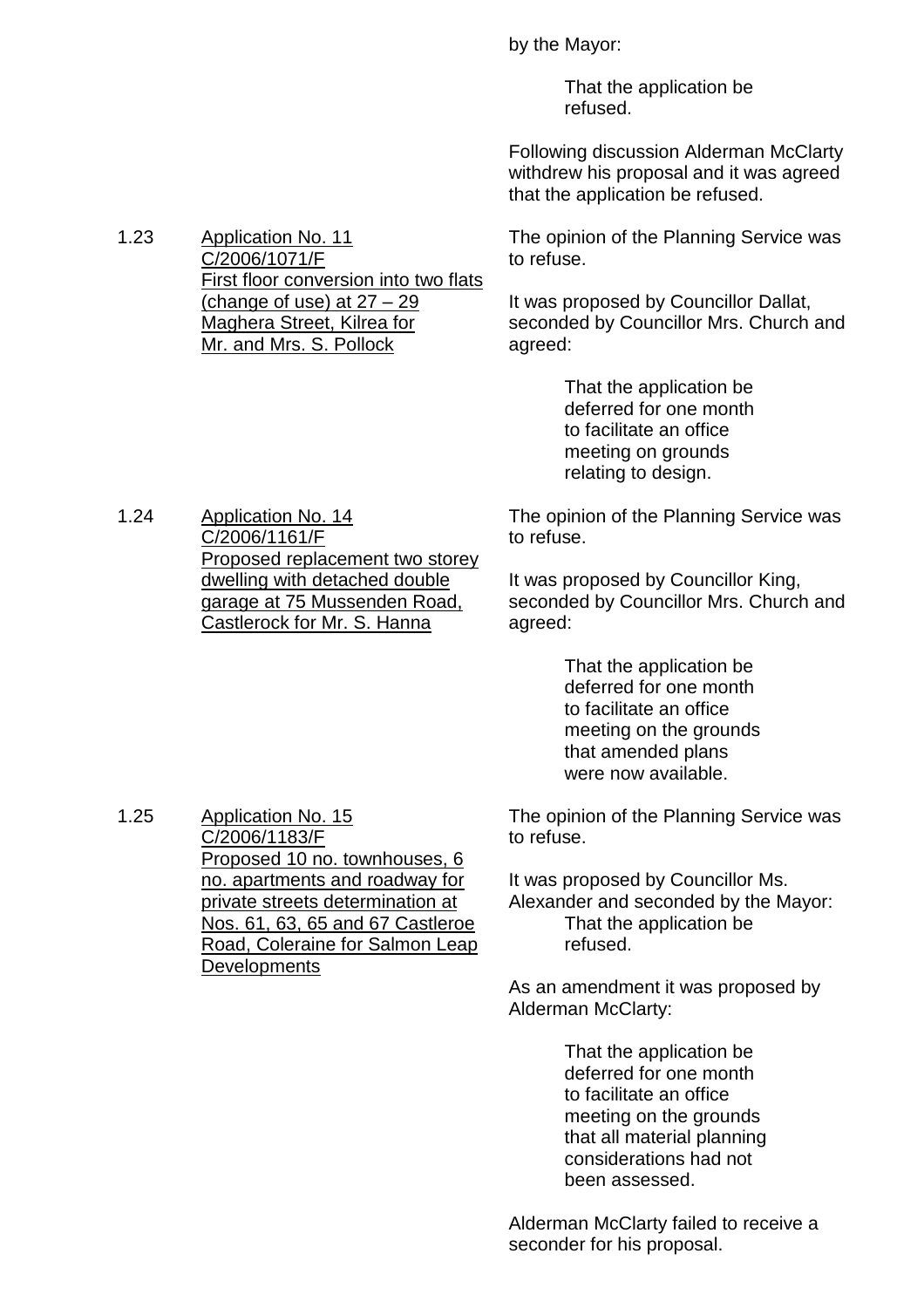by the Mayor:

> That the application be refused.

Following discussion Alderman McClarty withdrew his proposal and it was agreed that the application be refused.

1.23 <u>Application No. 11 C/2006/1071/F First floor conversion into two flats (change of use) at 27 – 29 Maghera Street, Kilrea for Mr. and Mrs. S. Pollock</u>

The opinion of the Planning Service was to refuse.

It was proposed by Councillor Dallat, seconded by Councillor Mrs. Church and agreed:

> That the application be deferred for one month to facilitate an office meeting on grounds relating to design.

1.24 <u>Application No. 14 C/2006/1161/F Proposed replacement two storey dwelling with detached double garage at 75 Mussenden Road, Castlerock for Mr. S. Hanna</u>

The opinion of the Planning Service was to refuse.

It was proposed by Councillor King, seconded by Councillor Mrs. Church and agreed:

> That the application be deferred for one month to facilitate an office meeting on the grounds that amended plans were now available.

1.25 <u>Application No. 15 C/2006/1183/F Proposed 10 no. townhouses, 6 no. apartments and roadway for private streets determination at Nos. 61, 63, 65 and 67 Castleroe Road, Coleraine for Salmon Leap Developments</u>

The opinion of the Planning Service was to refuse.

It was proposed by Councillor Ms. Alexander and seconded by the Mayor:

> That the application be refused.

As an amendment it was proposed by Alderman McClarty:

> That the application be deferred for one month to facilitate an office meeting on the grounds that all material planning considerations had not been assessed.

Alderman McClarty failed to receive a seconder for his proposal.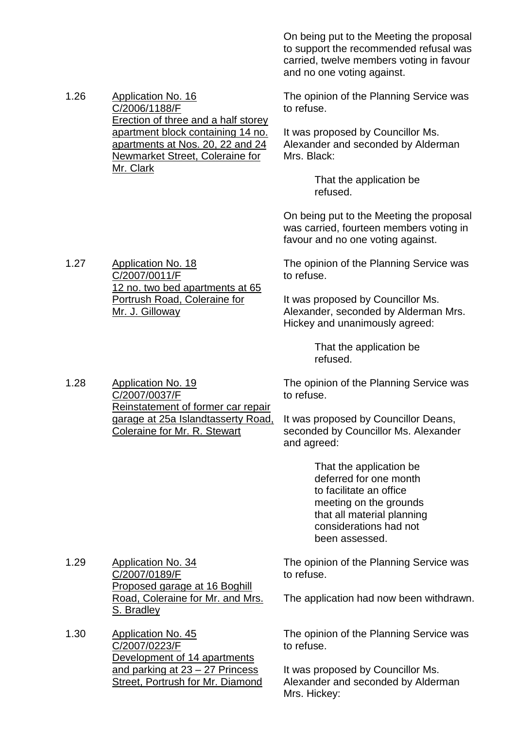On being put to the Meeting the proposal to support the recommended refusal was carried, twelve members voting in favour and no one voting against.

1.26 Application No. 16
C/2006/1188/F
Erection of three and a half storey apartment block containing 14 no. apartments at Nos. 20, 22 and 24 Newmarket Street, Coleraine for Mr. Clark

The opinion of the Planning Service was to refuse.

It was proposed by Councillor Ms. Alexander and seconded by Alderman Mrs. Black:

> That the application be refused.

On being put to the Meeting the proposal was carried, fourteen members voting in favour and no one voting against.

1.27 Application No. 18
C/2007/0011/F
12 no. two bed apartments at 65 Portrush Road, Coleraine for Mr. J. Gilloway

The opinion of the Planning Service was to refuse.

It was proposed by Councillor Ms. Alexander, seconded by Alderman Mrs. Hickey and unanimously agreed:

> That the application be refused.

1.28 Application No. 19
C/2007/0037/F
Reinstatement of former car repair garage at 25a Islandtasserty Road, Coleraine for Mr. R. Stewart

The opinion of the Planning Service was to refuse.

It was proposed by Councillor Deans, seconded by Councillor Ms. Alexander and agreed:

> That the application be deferred for one month to facilitate an office meeting on the grounds that all material planning considerations had not been assessed.

1.29 Application No. 34
C/2007/0189/F
Proposed garage at 16 Boghill Road, Coleraine for Mr. and Mrs. S. Bradley

The opinion of the Planning Service was to refuse.

The application had now been withdrawn.

1.30 Application No. 45
C/2007/0223/F
Development of 14 apartments and parking at 23 – 27 Princess Street, Portrush for Mr. Diamond

The opinion of the Planning Service was to refuse.

It was proposed by Councillor Ms. Alexander and seconded by Alderman Mrs. Hickey: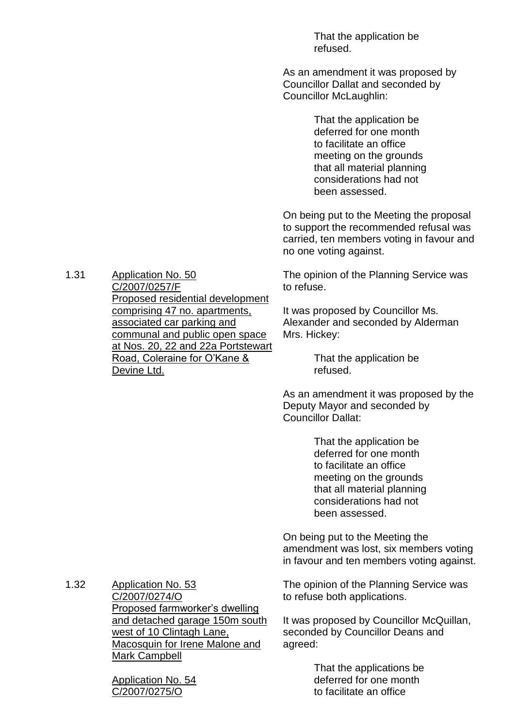> That the application be refused.

As an amendment it was proposed by Councillor Dallat and seconded by Councillor McLaughlin:

> That the application be deferred for one month to facilitate an office meeting on the grounds that all material planning considerations had not been assessed.

On being put to the Meeting the proposal to support the recommended refusal was carried, ten members voting in favour and no one voting against.

**1.31 Application No. 50 C/2007/0257/F Proposed residential development comprising 47 no. apartments, associated car parking and communal and public open space at Nos. 20, 22 and 22a Portstewart Road, Coleraine for O'Kane & Devine Ltd.**

The opinion of the Planning Service was to refuse.

It was proposed by Councillor Ms. Alexander and seconded by Alderman Mrs. Hickey:

> That the application be refused.

As an amendment it was proposed by the Deputy Mayor and seconded by Councillor Dallat:

> That the application be deferred for one month to facilitate an office meeting on the grounds that all material planning considerations had not been assessed.

On being put to the Meeting the amendment was lost, six members voting in favour and ten members voting against.

**1.32 Application No. 53 C/2007/0274/O Proposed farmworker's dwelling and detached garage 150m south west of 10 Clintagh Lane, Macosquin for Irene Malone and Mark Campbell**

**Application No. 54 C/2007/0275/O**

The opinion of the Planning Service was to refuse both applications.

It was proposed by Councillor McQuillan, seconded by Councillor Deans and agreed:

> That the applications be deferred for one month to facilitate an office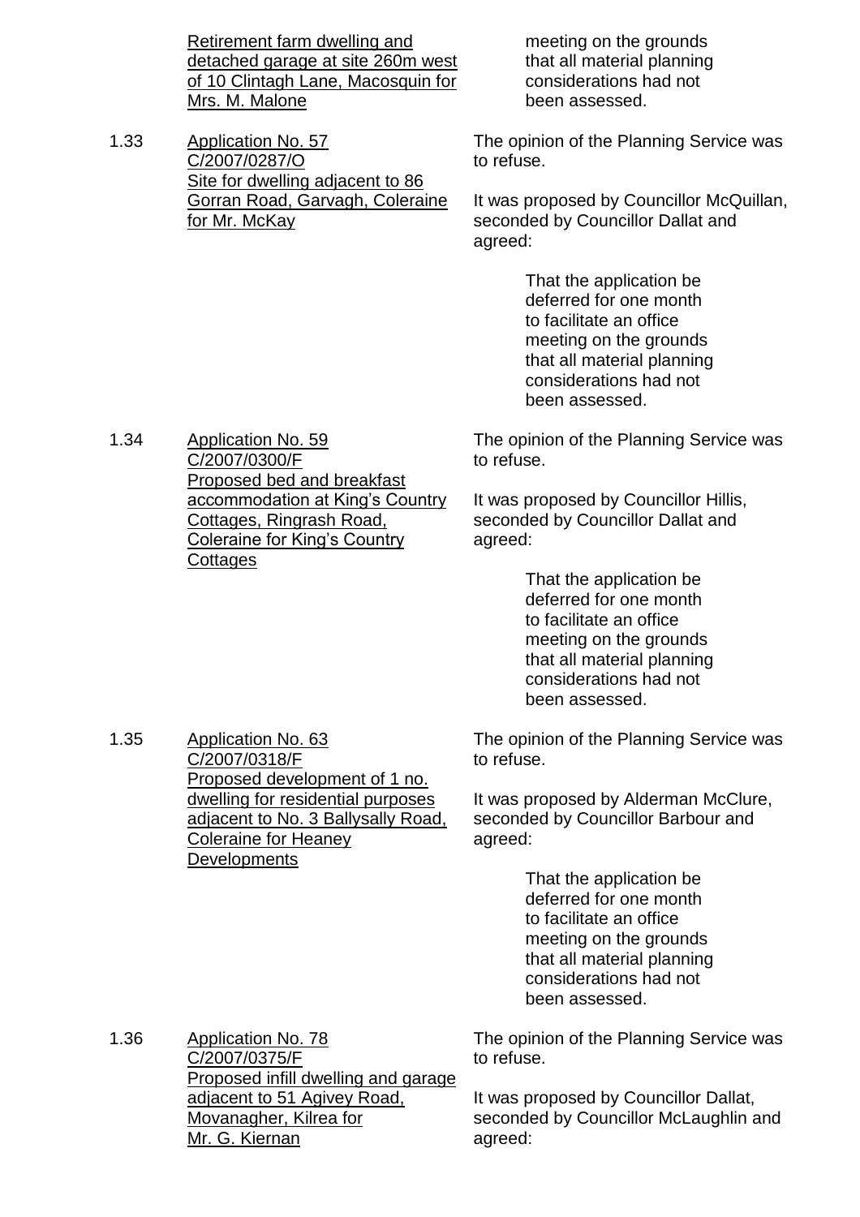Retirement farm dwelling and detached garage at site 260m west of 10 Clintagh Lane, Macosquin for Mrs. M. Malone

meeting on the grounds that all material planning considerations had not been assessed.

1.33 Application No. 57 C/2007/0287/O Site for dwelling adjacent to 86 Gorran Road, Garvagh, Coleraine for Mr. McKay

The opinion of the Planning Service was to refuse.

It was proposed by Councillor McQuillan, seconded by Councillor Dallat and agreed:

> That the application be deferred for one month to facilitate an office meeting on the grounds that all material planning considerations had not been assessed.

1.34 Application No. 59 C/2007/0300/F Proposed bed and breakfast accommodation at King's Country Cottages, Ringrash Road, Coleraine for King's Country Cottages

The opinion of the Planning Service was to refuse.

It was proposed by Councillor Hillis, seconded by Councillor Dallat and agreed:

> That the application be deferred for one month to facilitate an office meeting on the grounds that all material planning considerations had not been assessed.

1.35 Application No. 63 C/2007/0318/F Proposed development of 1 no. dwelling for residential purposes adjacent to No. 3 Ballysally Road, Coleraine for Heaney Developments

The opinion of the Planning Service was to refuse.

It was proposed by Alderman McClure, seconded by Councillor Barbour and agreed:

> That the application be deferred for one month to facilitate an office meeting on the grounds that all material planning considerations had not been assessed.

1.36 Application No. 78 C/2007/0375/F Proposed infill dwelling and garage adjacent to 51 Agivey Road, Movanagher, Kilrea for Mr. G. Kiernan

The opinion of the Planning Service was to refuse.

It was proposed by Councillor Dallat, seconded by Councillor McLaughlin and agreed: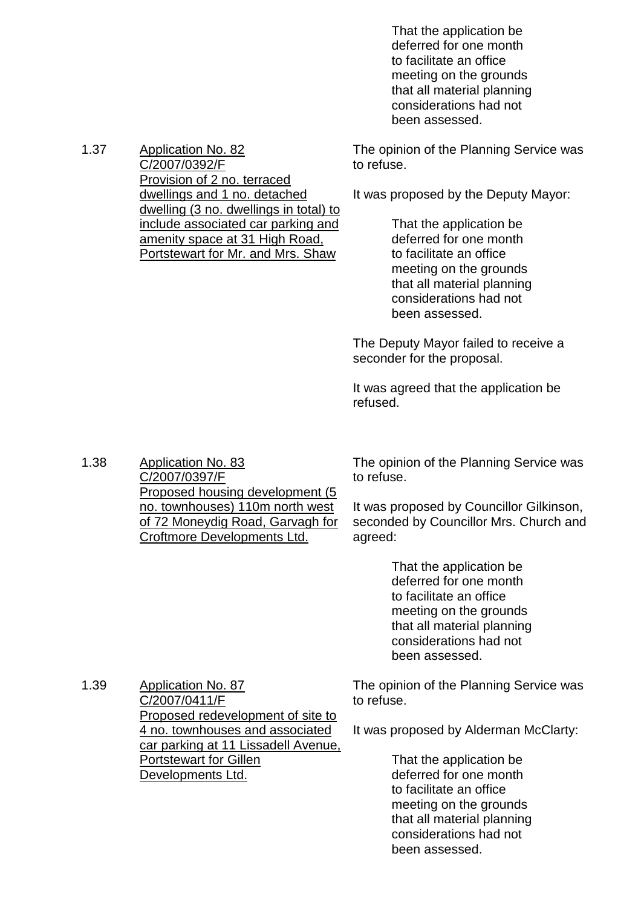> That the application be deferred for one month to facilitate an office meeting on the grounds that all material planning considerations had not been assessed.

**1.37** Application No. 82 C/2007/0392/F
Provision of 2 no. terraced dwellings and 1 no. detached dwelling (3 no. dwellings in total) to include associated car parking and amenity space at 31 High Road, Portstewart for Mr. and Mrs. Shaw

The opinion of the Planning Service was to refuse.

It was proposed by the Deputy Mayor:

> That the application be deferred for one month to facilitate an office meeting on the grounds that all material planning considerations had not been assessed.

The Deputy Mayor failed to receive a seconder for the proposal.

It was agreed that the application be refused.

**1.38** Application No. 83 C/2007/0397/F
Proposed housing development (5 no. townhouses) 110m north west of 72 Moneydig Road, Garvagh for Croftmore Developments Ltd.

The opinion of the Planning Service was to refuse.

It was proposed by Councillor Gilkinson, seconded by Councillor Mrs. Church and agreed:

> That the application be deferred for one month to facilitate an office meeting on the grounds that all material planning considerations had not been assessed.

**1.39** Application No. 87 C/2007/0411/F
Proposed redevelopment of site to 4 no. townhouses and associated car parking at 11 Lissadell Avenue, Portstewart for Gillen Developments Ltd.

The opinion of the Planning Service was to refuse.

It was proposed by Alderman McClarty:

> That the application be deferred for one month to facilitate an office meeting on the grounds that all material planning considerations had not been assessed.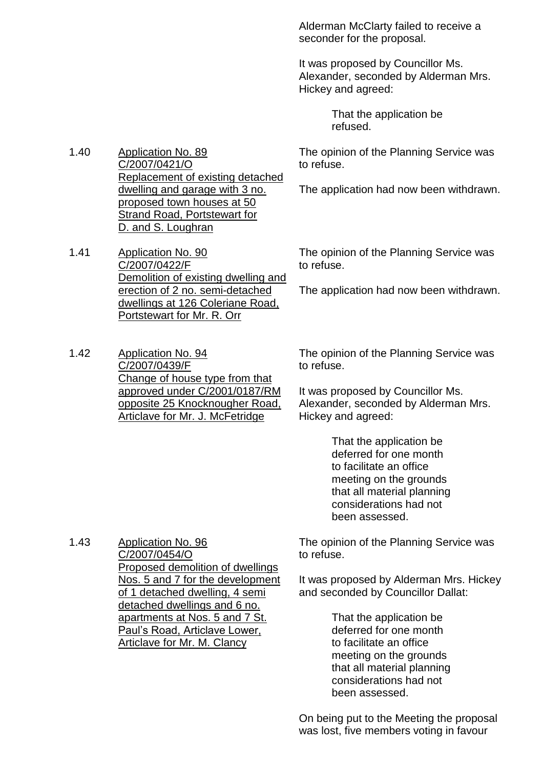Alderman McClarty failed to receive a seconder for the proposal.

It was proposed by Councillor Ms. Alexander, seconded by Alderman Mrs. Hickey and agreed:

> That the application be refused.

1.40 Application No. 89 C/2007/0421/O Replacement of existing detached dwelling and garage with 3 no. proposed town houses at 50 Strand Road, Portstewart for D. and S. Loughran

The opinion of the Planning Service was to refuse.

The application had now been withdrawn.

1.41 Application No. 90 C/2007/0422/F Demolition of existing dwelling and erection of 2 no. semi-detached dwellings at 126 Coleriane Road, Portstewart for Mr. R. Orr

The opinion of the Planning Service was to refuse.

The application had now been withdrawn.

1.42 Application No. 94 C/2007/0439/F Change of house type from that approved under C/2001/0187/RM opposite 25 Knocknougher Road, Articlave for Mr. J. McFetridge

The opinion of the Planning Service was to refuse.

It was proposed by Councillor Ms. Alexander, seconded by Alderman Mrs. Hickey and agreed:

> That the application be deferred for one month to facilitate an office meeting on the grounds that all material planning considerations had not been assessed.

1.43 Application No. 96 C/2007/0454/O Proposed demolition of dwellings Nos. 5 and 7 for the development of 1 detached dwelling, 4 semi detached dwellings and 6 no. apartments at Nos. 5 and 7 St. Paul's Road, Articlave Lower, Articlave for Mr. M. Clancy

The opinion of the Planning Service was to refuse.

It was proposed by Alderman Mrs. Hickey and seconded by Councillor Dallat:

> That the application be deferred for one month to facilitate an office meeting on the grounds that all material planning considerations had not been assessed.

On being put to the Meeting the proposal was lost, five members voting in favour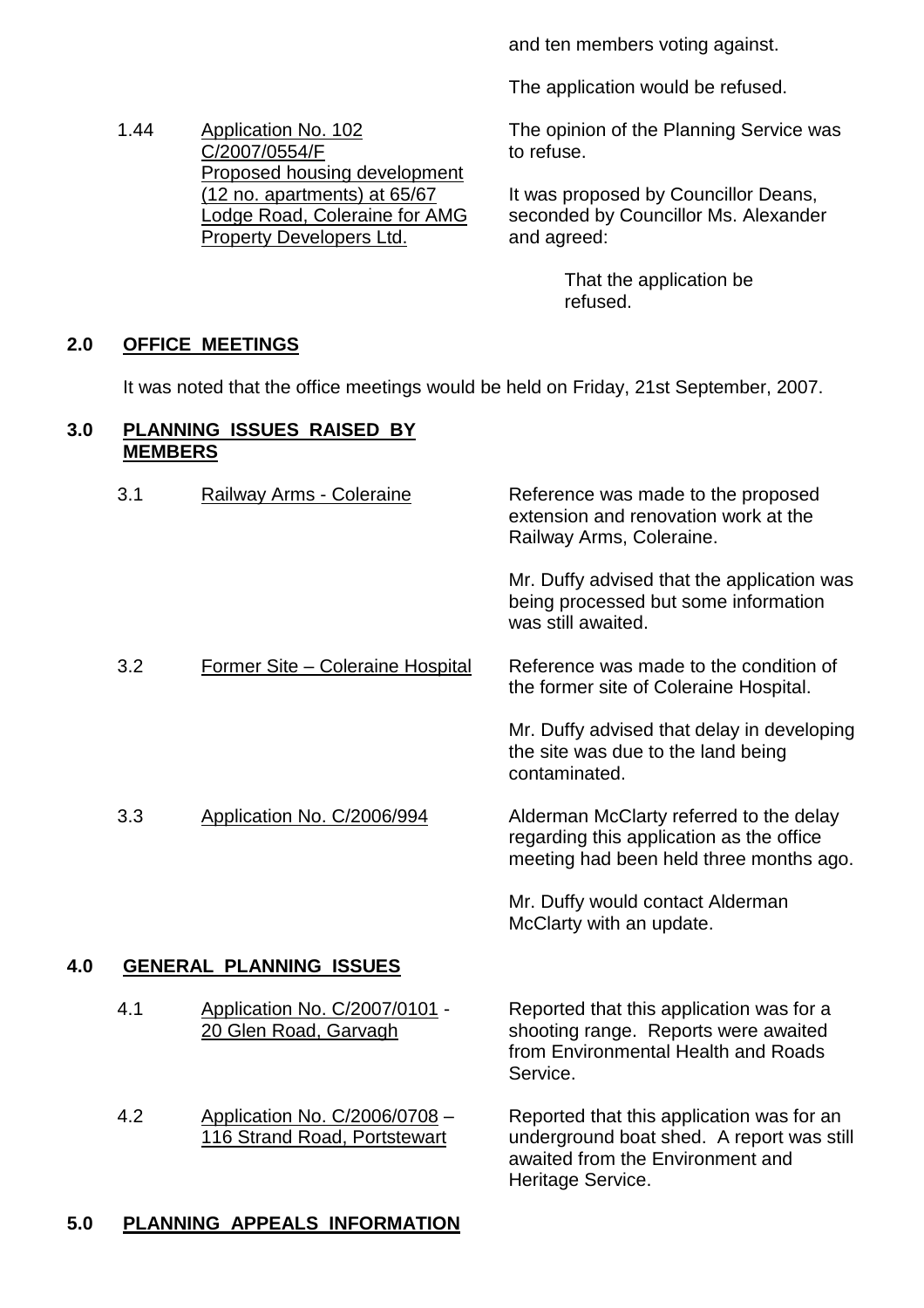and ten members voting against.

The application would be refused.

1.44 Application No. 102 C/2007/0554/F Proposed housing development (12 no. apartments) at 65/67 Lodge Road, Coleraine for AMG Property Developers Ltd.

The opinion of the Planning Service was to refuse.

It was proposed by Councillor Deans, seconded by Councillor Ms. Alexander and agreed:

> That the application be refused.

## 2.0 OFFICE MEETINGS

It was noted that the office meetings would be held on Friday, 21st September, 2007.

## 3.0 PLANNING ISSUES RAISED BY MEMBERS

3.1 Railway Arms - Coleraine

Reference was made to the proposed extension and renovation work at the Railway Arms, Coleraine.

Mr. Duffy advised that the application was being processed but some information was still awaited.

3.2 Former Site – Coleraine Hospital

Reference was made to the condition of the former site of Coleraine Hospital.

Mr. Duffy advised that delay in developing the site was due to the land being contaminated.

3.3 Application No. C/2006/994

Alderman McClarty referred to the delay regarding this application as the office meeting had been held three months ago.

Mr. Duffy would contact Alderman McClarty with an update.

## 4.0 GENERAL PLANNING ISSUES

4.1 Application No. C/2007/0101 - 20 Glen Road, Garvagh

Reported that this application was for a shooting range. Reports were awaited from Environmental Health and Roads Service.

4.2 Application No. C/2006/0708 – 116 Strand Road, Portstewart

Reported that this application was for an underground boat shed. A report was still awaited from the Environment and Heritage Service.

## 5.0 PLANNING APPEALS INFORMATION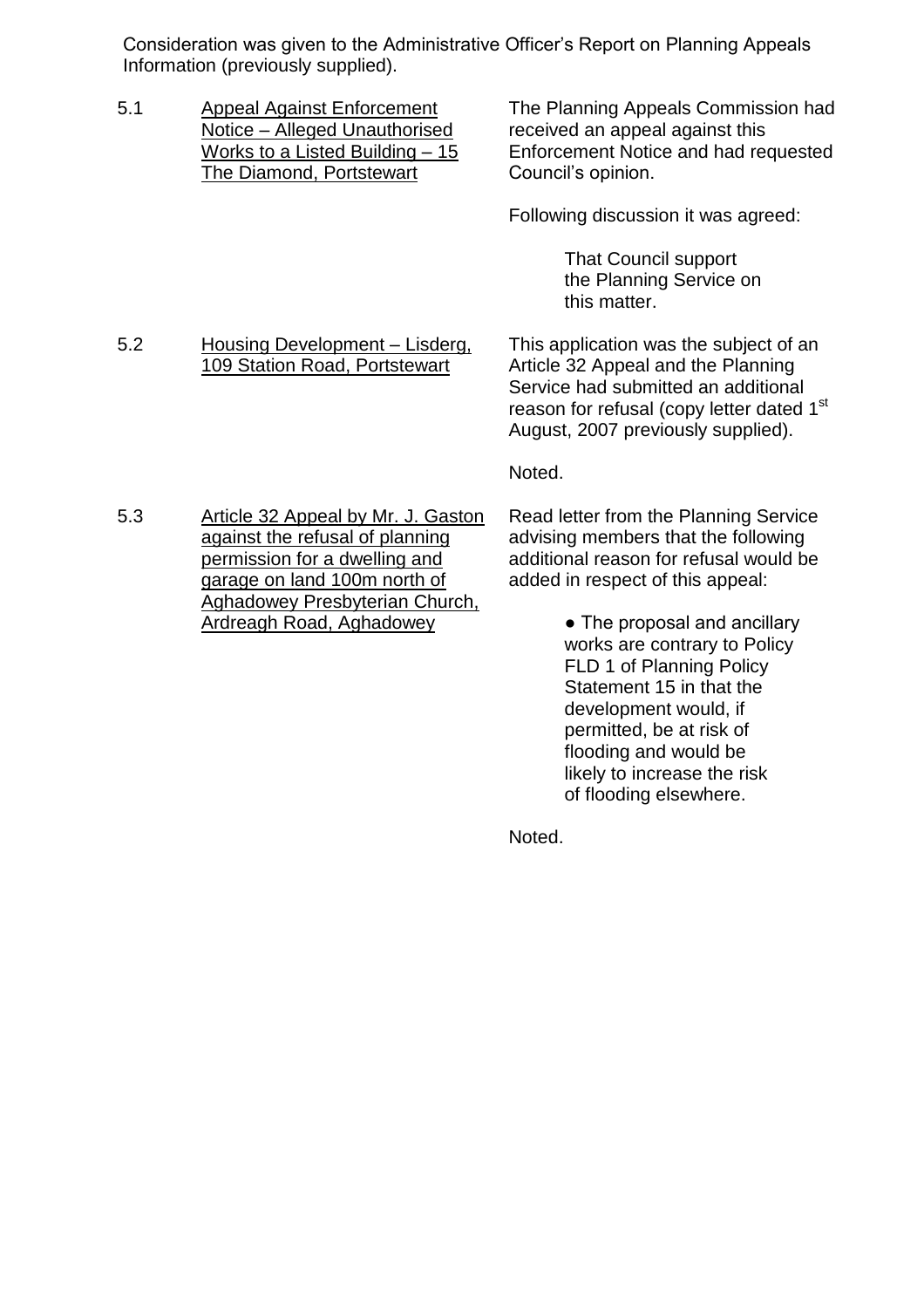Consideration was given to the Administrative Officer's Report on Planning Appeals Information (previously supplied).

5.1 Appeal Against Enforcement Notice – Alleged Unauthorised Works to a Listed Building – 15 The Diamond, Portstewart

The Planning Appeals Commission had received an appeal against this Enforcement Notice and had requested Council's opinion.

Following discussion it was agreed:

> That Council support the Planning Service on this matter.

5.2 Housing Development – Lisderg, 109 Station Road, Portstewart

This application was the subject of an Article 32 Appeal and the Planning Service had submitted an additional reason for refusal (copy letter dated 1st August, 2007 previously supplied).

Noted.

5.3 Article 32 Appeal by Mr. J. Gaston against the refusal of planning permission for a dwelling and garage on land 100m north of Aghadowey Presbyterian Church, Ardreagh Road, Aghadowey

Read letter from the Planning Service advising members that the following additional reason for refusal would be added in respect of this appeal:

- The proposal and ancillary works are contrary to Policy FLD 1 of Planning Policy Statement 15 in that the development would, if permitted, be at risk of flooding and would be likely to increase the risk of flooding elsewhere.

Noted.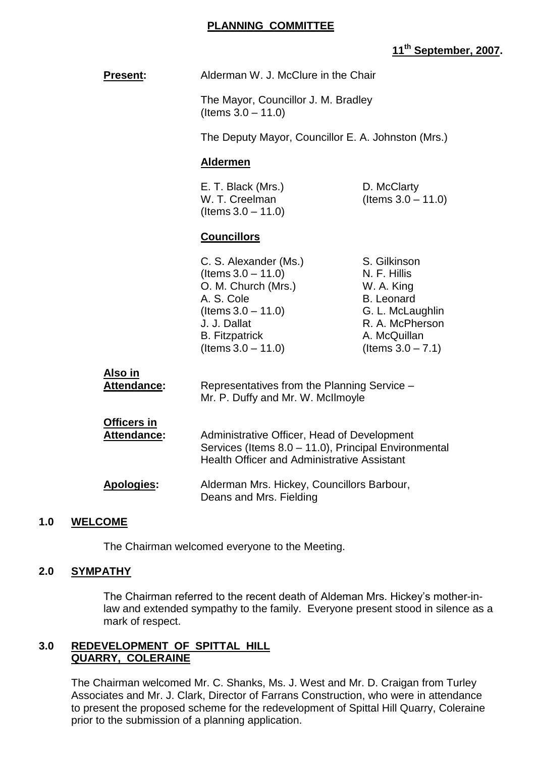# PLANNING COMMITTEE

**11th September, 2007.**

**Present:** Alderman W. J. McClure in the Chair

The Mayor, Councillor J. M. Bradley (Items 3.0 – 11.0)

The Deputy Mayor, Councillor E. A. Johnston (Mrs.)

**Aldermen**

E. T. Black (Mrs.)
W. T. Creelman (Items 3.0 – 11.0)
D. McClarty (Items 3.0 – 11.0)

**Councillors**

C. S. Alexander (Ms.) (Items 3.0 – 11.0)
O. M. Church (Mrs.)
A. S. Cole (Items 3.0 – 11.0)
J. J. Dallat
B. Fitzpatrick (Items 3.0 – 11.0)
S. Gilkinson
N. F. Hillis
W. A. King
B. Leonard
G. L. McLaughlin
R. A. McPherson
A. McQuillan (Items 3.0 – 7.1)

**Also in Attendance:** Representatives from the Planning Service – Mr. P. Duffy and Mr. W. McIlmoyle

**Officers in Attendance:** Administrative Officer, Head of Development Services (Items 8.0 – 11.0), Principal Environmental Health Officer and Administrative Assistant

**Apologies:** Alderman Mrs. Hickey, Councillors Barbour, Deans and Mrs. Fielding

## 1.0 WELCOME

The Chairman welcomed everyone to the Meeting.

## 2.0 SYMPATHY

The Chairman referred to the recent death of Aldeman Mrs. Hickey's mother-in-law and extended sympathy to the family. Everyone present stood in silence as a mark of respect.

## 3.0 REDEVELOPMENT OF SPITTAL HILL QUARRY, COLERAINE

The Chairman welcomed Mr. C. Shanks, Ms. J. West and Mr. D. Craigan from Turley Associates and Mr. J. Clark, Director of Farrans Construction, who were in attendance to present the proposed scheme for the redevelopment of Spittal Hill Quarry, Coleraine prior to the submission of a planning application.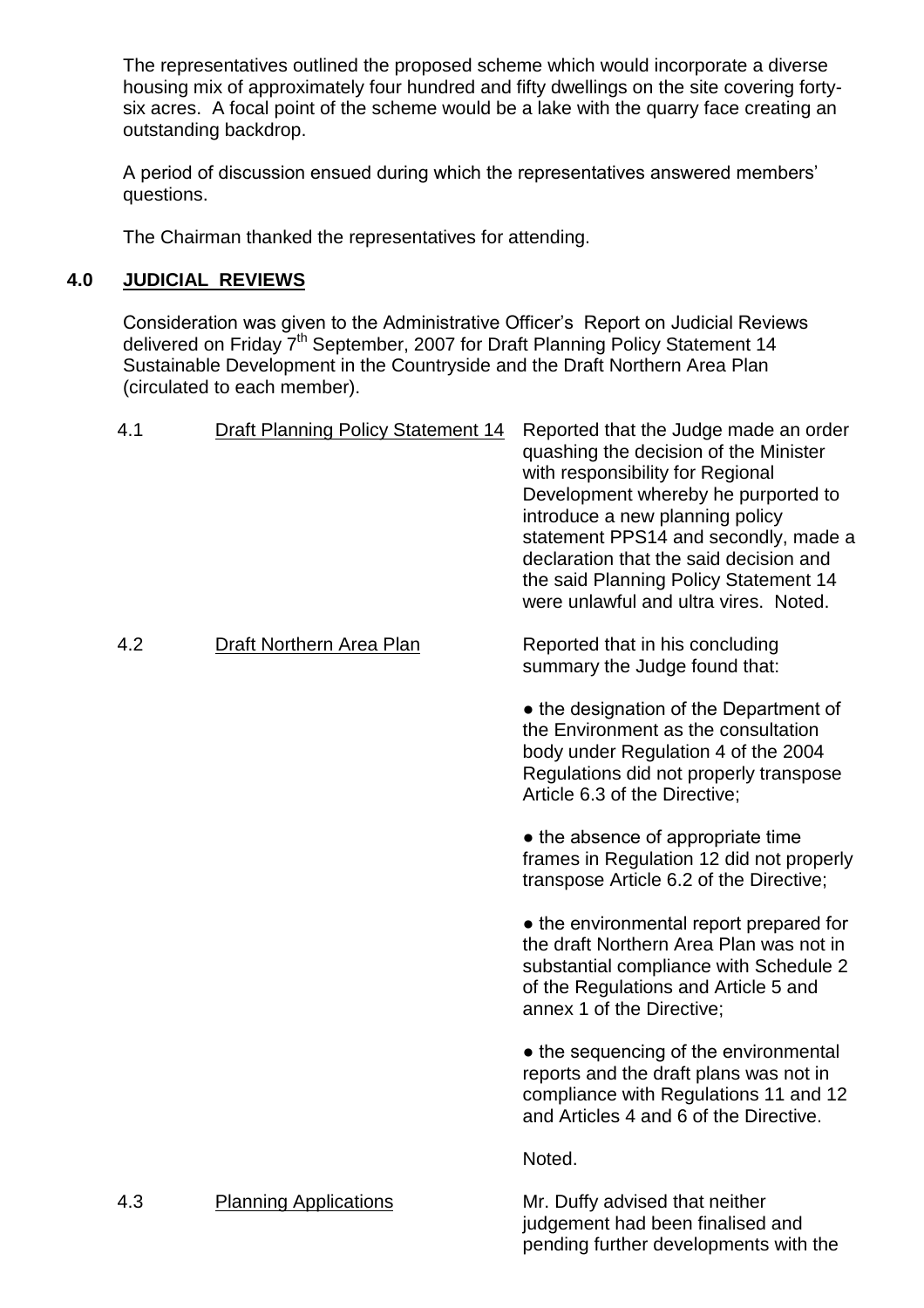The representatives outlined the proposed scheme which would incorporate a diverse housing mix of approximately four hundred and fifty dwellings on the site covering forty-six acres. A focal point of the scheme would be a lake with the quarry face creating an outstanding backdrop.

A period of discussion ensued during which the representatives answered members' questions.

The Chairman thanked the representatives for attending.

## 4.0 JUDICIAL REVIEWS

Consideration was given to the Administrative Officer's Report on Judicial Reviews delivered on Friday 7th September, 2007 for Draft Planning Policy Statement 14 Sustainable Development in the Countryside and the Draft Northern Area Plan (circulated to each member).

| | | |
|---|---|---|
| 4.1 | Draft Planning Policy Statement 14 | Reported that the Judge made an order quashing the decision of the Minister with responsibility for Regional Development whereby he purported to introduce a new planning policy statement PPS14 and secondly, made a declaration that the said decision and the said Planning Policy Statement 14 were unlawful and ultra vires. Noted. |
| 4.2 | Draft Northern Area Plan | Reported that in his concluding summary the Judge found that:<br><br>● the designation of the Department of the Environment as the consultation body under Regulation 4 of the 2004 Regulations did not properly transpose Article 6.3 of the Directive;<br><br>● the absence of appropriate time frames in Regulation 12 did not properly transpose Article 6.2 of the Directive;<br><br>● the environmental report prepared for the draft Northern Area Plan was not in substantial compliance with Schedule 2 of the Regulations and Article 5 and annex 1 of the Directive;<br><br>● the sequencing of the environmental reports and the draft plans was not in compliance with Regulations 11 and 12 and Articles 4 and 6 of the Directive.<br><br>Noted. |
| 4.3 | Planning Applications | Mr. Duffy advised that neither judgement had been finalised and pending further developments with the |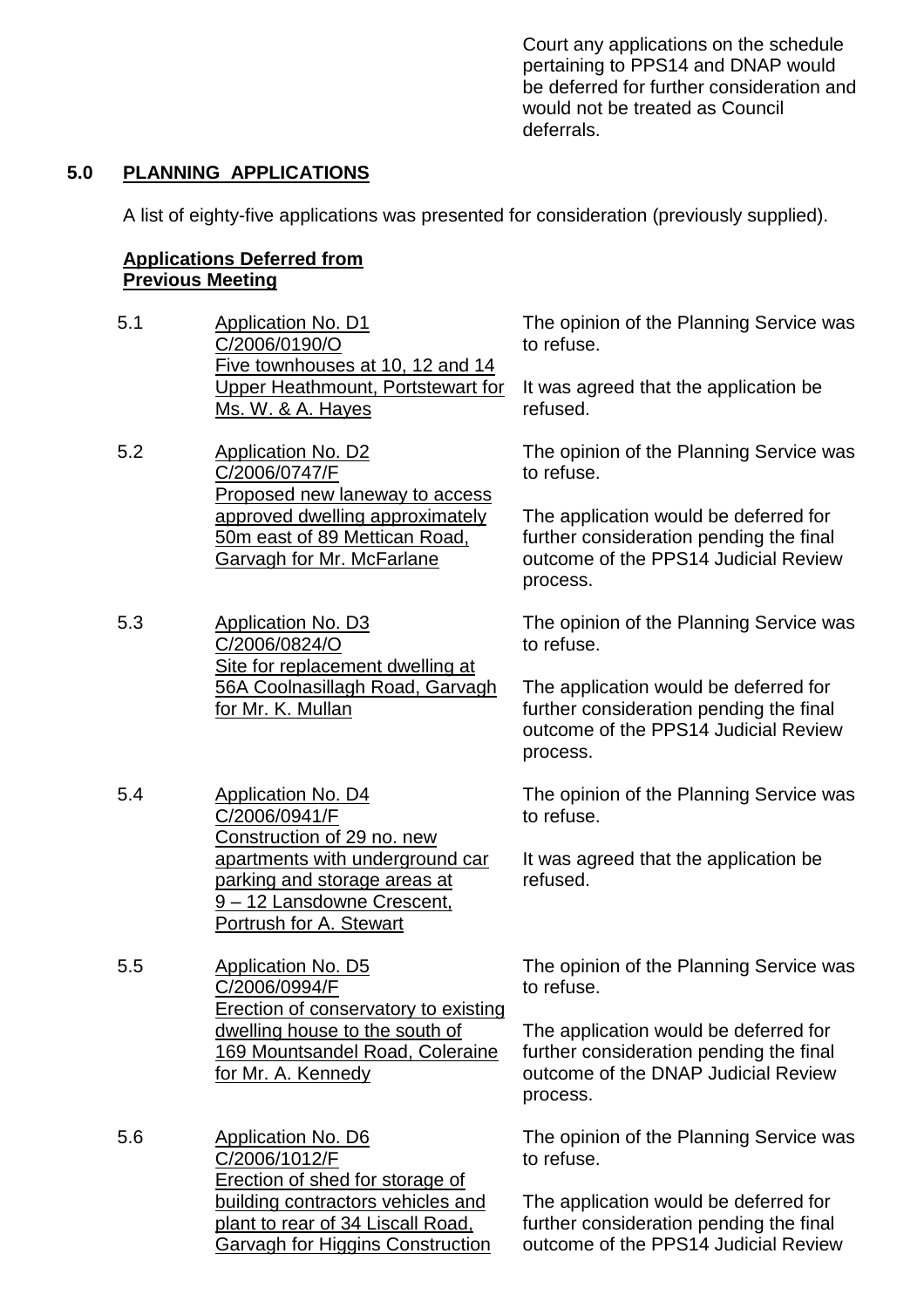Court any applications on the schedule pertaining to PPS14 and DNAP would be deferred for further consideration and would not be treated as Council deferrals.

## 5.0 PLANNING APPLICATIONS

A list of eighty-five applications was presented for consideration (previously supplied).

**Applications Deferred from Previous Meeting**

5.1 Application No. D1
C/2006/0190/O
Five townhouses at 10, 12 and 14 Upper Heathmount, Portstewart for Ms. W. & A. Hayes

The opinion of the Planning Service was to refuse.

It was agreed that the application be refused.

5.2 Application No. D2
C/2006/0747/F
Proposed new laneway to access approved dwelling approximately 50m east of 89 Mettican Road, Garvagh for Mr. McFarlane

The opinion of the Planning Service was to refuse.

The application would be deferred for further consideration pending the final outcome of the PPS14 Judicial Review process.

5.3 Application No. D3
C/2006/0824/O
Site for replacement dwelling at 56A Coolnasillagh Road, Garvagh for Mr. K. Mullan

The opinion of the Planning Service was to refuse.

The application would be deferred for further consideration pending the final outcome of the PPS14 Judicial Review process.

5.4 Application No. D4
C/2006/0941/F
Construction of 29 no. new apartments with underground car parking and storage areas at 9 – 12 Lansdowne Crescent, Portrush for A. Stewart

The opinion of the Planning Service was to refuse.

It was agreed that the application be refused.

5.5 Application No. D5
C/2006/0994/F
Erection of conservatory to existing dwelling house to the south of 169 Mountsandel Road, Coleraine for Mr. A. Kennedy

The opinion of the Planning Service was to refuse.

The application would be deferred for further consideration pending the final outcome of the DNAP Judicial Review process.

5.6 Application No. D6
C/2006/1012/F
Erection of shed for storage of building contractors vehicles and plant to rear of 34 Liscall Road, Garvagh for Higgins Construction

The opinion of the Planning Service was to refuse.

The application would be deferred for further consideration pending the final outcome of the PPS14 Judicial Review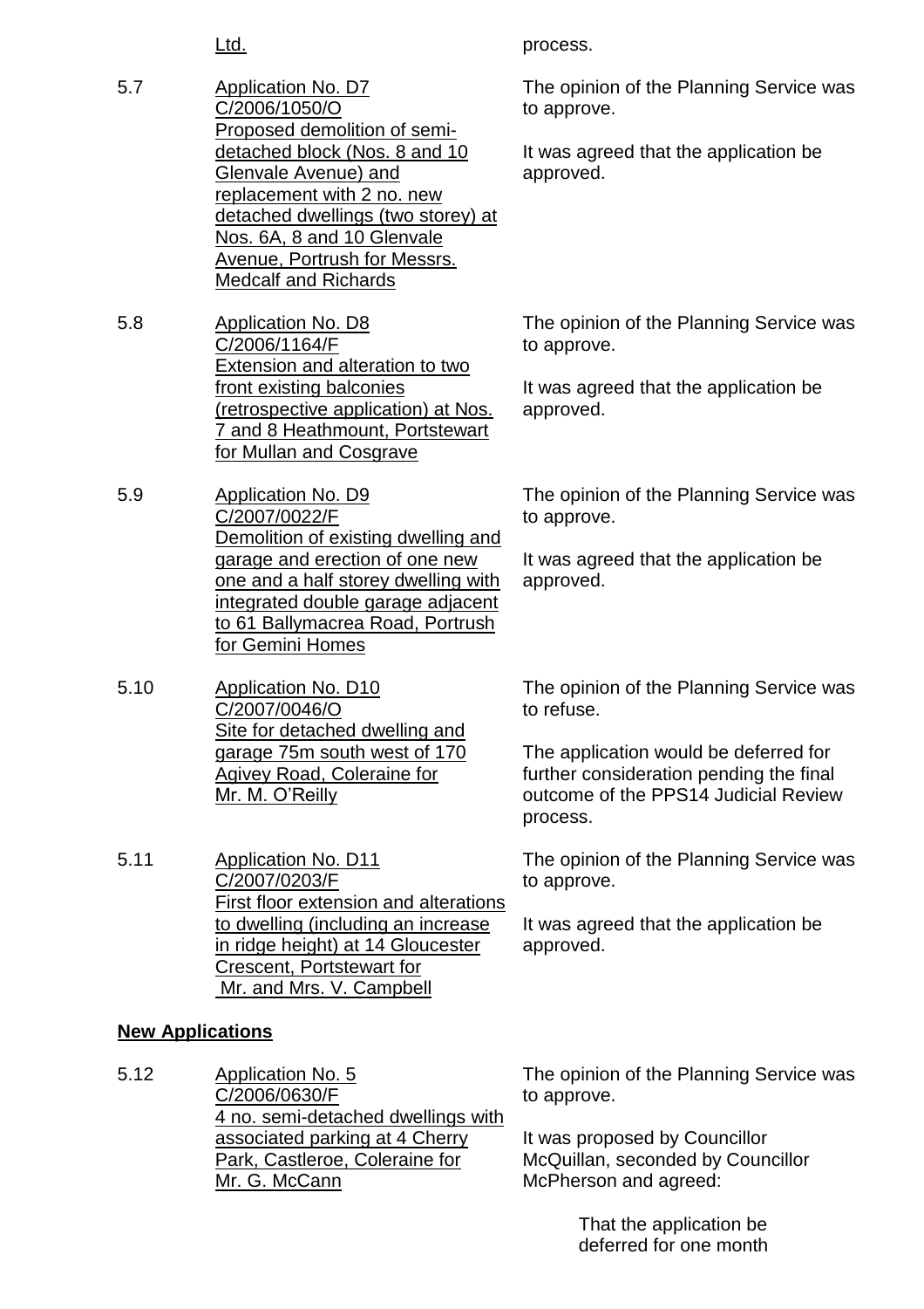| | | |
|---|---|---|
| | Ltd. | process. |
| 5.7 | Application No. D7<br>C/2006/1050/O<br>Proposed demolition of semi-detached block (Nos. 8 and 10 Glenvale Avenue) and replacement with 2 no. new detached dwellings (two storey) at Nos. 6A, 8 and 10 Glenvale Avenue, Portrush for Messrs. Medcalf and Richards | The opinion of the Planning Service was to approve.<br><br>It was agreed that the application be approved. |
| 5.8 | Application No. D8<br>C/2006/1164/F<br>Extension and alteration to two front existing balconies (retrospective application) at Nos. 7 and 8 Heathmount, Portstewart for Mullan and Cosgrave | The opinion of the Planning Service was to approve.<br><br>It was agreed that the application be approved. |
| 5.9 | Application No. D9<br>C/2007/0022/F<br>Demolition of existing dwelling and garage and erection of one new one and a half storey dwelling with integrated double garage adjacent to 61 Ballymacrea Road, Portrush for Gemini Homes | The opinion of the Planning Service was to approve.<br><br>It was agreed that the application be approved. |
| 5.10 | Application No. D10<br>C/2007/0046/O<br>Site for detached dwelling and garage 75m south west of 170 Agivey Road, Coleraine for Mr. M. O'Reilly | The opinion of the Planning Service was to refuse.<br><br>The application would be deferred for further consideration pending the final outcome of the PPS14 Judicial Review process. |
| 5.11 | Application No. D11<br>C/2007/0203/F<br>First floor extension and alterations to dwelling (including an increase in ridge height) at 14 Gloucester Crescent, Portstewart for Mr. and Mrs. V. Campbell | The opinion of the Planning Service was to approve.<br><br>It was agreed that the application be approved. |

**New Applications**

| | | |
|---|---|---|
| 5.12 | Application No. 5<br>C/2006/0630/F<br>4 no. semi-detached dwellings with associated parking at 4 Cherry Park, Castleroe, Coleraine for Mr. G. McCann | The opinion of the Planning Service was to approve.<br><br>It was proposed by Councillor McQuillan, seconded by Councillor McPherson and agreed:<br><br>That the application be deferred for one month |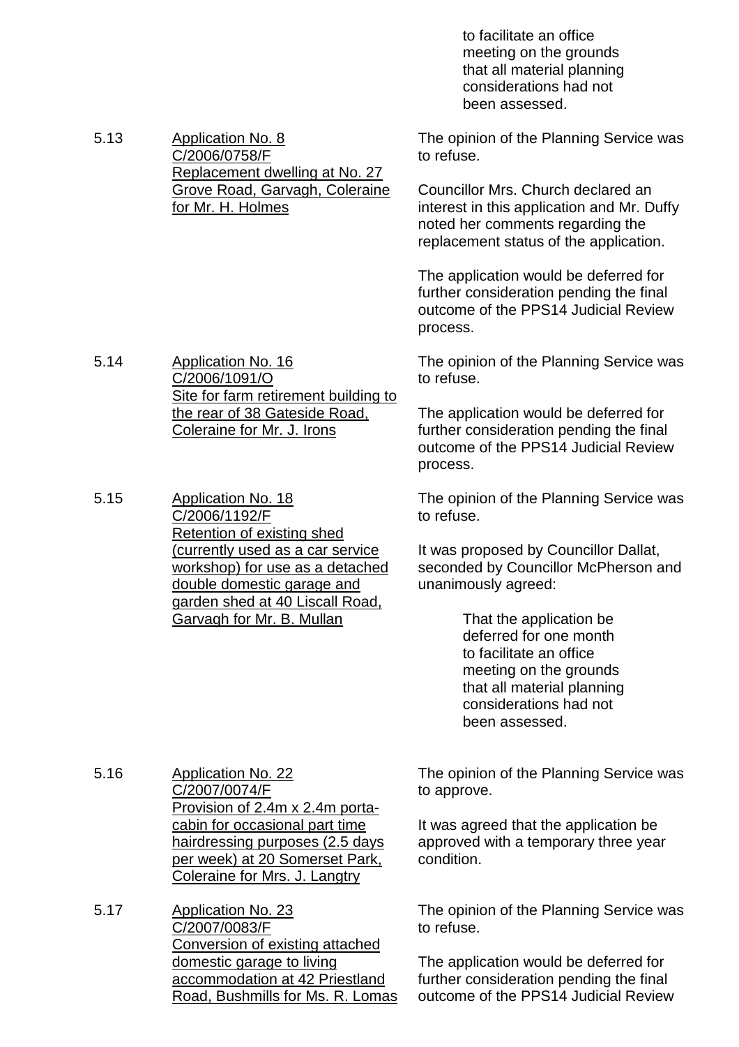to facilitate an office meeting on the grounds that all material planning considerations had not been assessed.

5.13 Application No. 8
C/2006/0758/F
Replacement dwelling at No. 27 Grove Road, Garvagh, Coleraine for Mr. H. Holmes

The opinion of the Planning Service was to refuse.

Councillor Mrs. Church declared an interest in this application and Mr. Duffy noted her comments regarding the replacement status of the application.

The application would be deferred for further consideration pending the final outcome of the PPS14 Judicial Review process.

5.14 Application No. 16
C/2006/1091/O
Site for farm retirement building to the rear of 38 Gateside Road, Coleraine for Mr. J. Irons

The opinion of the Planning Service was to refuse.

The application would be deferred for further consideration pending the final outcome of the PPS14 Judicial Review process.

5.15 Application No. 18
C/2006/1192/F
Retention of existing shed (currently used as a car service workshop) for use as a detached double domestic garage and garden shed at 40 Liscall Road, Garvagh for Mr. B. Mullan

The opinion of the Planning Service was to refuse.

It was proposed by Councillor Dallat, seconded by Councillor McPherson and unanimously agreed:

> That the application be deferred for one month to facilitate an office meeting on the grounds that all material planning considerations had not been assessed.

5.16 Application No. 22
C/2007/0074/F
Provision of 2.4m x 2.4m porta-cabin for occasional part time hairdressing purposes (2.5 days per week) at 20 Somerset Park, Coleraine for Mrs. J. Langtry

The opinion of the Planning Service was to approve.

It was agreed that the application be approved with a temporary three year condition.

5.17 Application No. 23
C/2007/0083/F
Conversion of existing attached domestic garage to living accommodation at 42 Priestland Road, Bushmills for Ms. R. Lomas

The opinion of the Planning Service was to refuse.

The application would be deferred for further consideration pending the final outcome of the PPS14 Judicial Review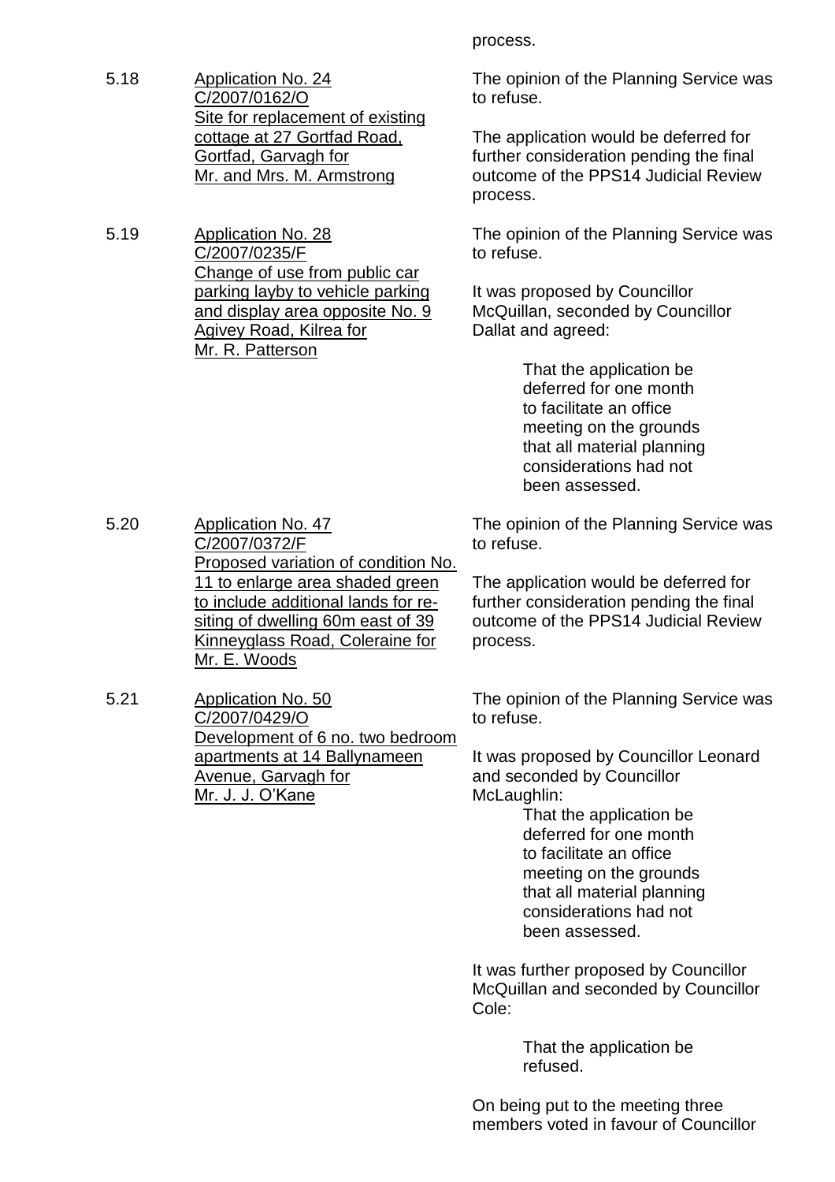process.

5.18 **Application No. 24**
C/2007/0162/O
Site for replacement of existing cottage at 27 Gortfad Road, Gortfad, Garvagh for Mr. and Mrs. M. Armstrong

The opinion of the Planning Service was to refuse.

The application would be deferred for further consideration pending the final outcome of the PPS14 Judicial Review process.

5.19 **Application No. 28**
C/2007/0235/F
Change of use from public car parking layby to vehicle parking and display area opposite No. 9 Agivey Road, Kilrea for Mr. R. Patterson

The opinion of the Planning Service was to refuse.

It was proposed by Councillor McQuillan, seconded by Councillor Dallat and agreed:

> That the application be deferred for one month to facilitate an office meeting on the grounds that all material planning considerations had not been assessed.

5.20 **Application No. 47**
C/2007/0372/F
Proposed variation of condition No. 11 to enlarge area shaded green to include additional lands for re-siting of dwelling 60m east of 39 Kinneyglass Road, Coleraine for Mr. E. Woods

The opinion of the Planning Service was to refuse.

The application would be deferred for further consideration pending the final outcome of the PPS14 Judicial Review process.

5.21 **Application No. 50**
C/2007/0429/O
Development of 6 no. two bedroom apartments at 14 Ballynameen Avenue, Garvagh for Mr. J. J. O'Kane

The opinion of the Planning Service was to refuse.

It was proposed by Councillor Leonard and seconded by Councillor McLaughlin:

> That the application be deferred for one month to facilitate an office meeting on the grounds that all material planning considerations had not been assessed.

It was further proposed by Councillor McQuillan and seconded by Councillor Cole:

> That the application be refused.

On being put to the meeting three members voted in favour of Councillor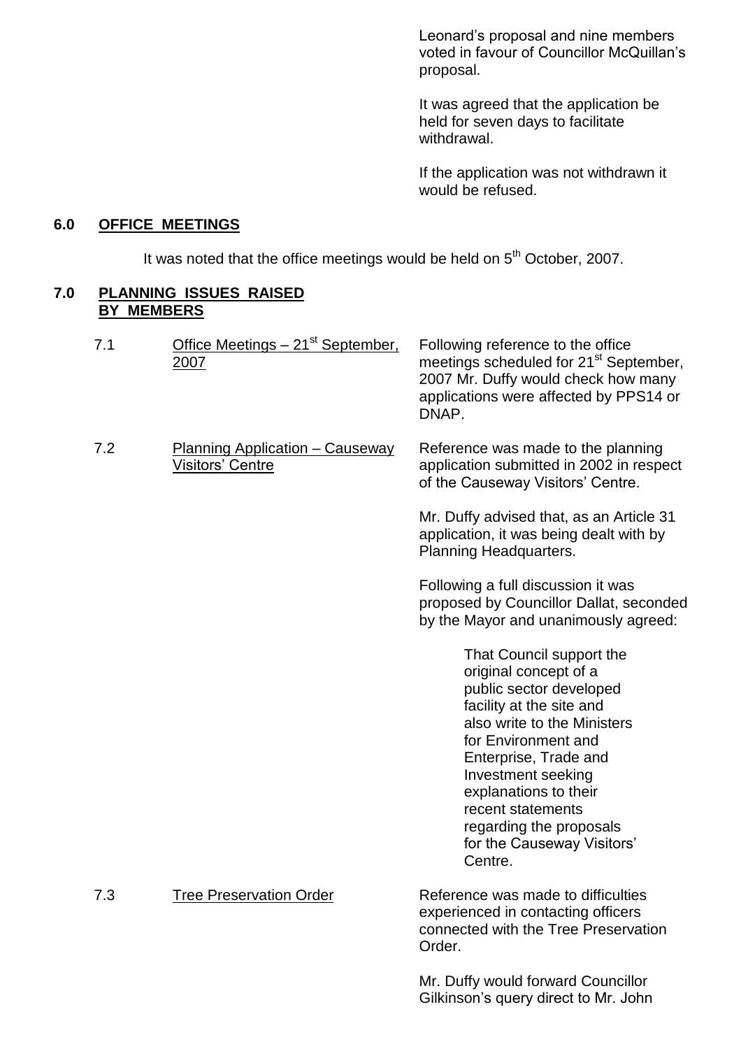Leonard's proposal and nine members voted in favour of Councillor McQuillan's proposal.

It was agreed that the application be held for seven days to facilitate withdrawal.

If the application was not withdrawn it would be refused.

## 6.0 OFFICE MEETINGS

It was noted that the office meetings would be held on 5th October, 2007.

## 7.0 PLANNING ISSUES RAISED BY MEMBERS

7.1 Office Meetings – 21st September, 2007

Following reference to the office meetings scheduled for 21st September, 2007 Mr. Duffy would check how many applications were affected by PPS14 or DNAP.

7.2 Planning Application – Causeway Visitors' Centre

Reference was made to the planning application submitted in 2002 in respect of the Causeway Visitors' Centre.

Mr. Duffy advised that, as an Article 31 application, it was being dealt with by Planning Headquarters.

Following a full discussion it was proposed by Councillor Dallat, seconded by the Mayor and unanimously agreed:

> That Council support the original concept of a public sector developed facility at the site and also write to the Ministers for Environment and Enterprise, Trade and Investment seeking explanations to their recent statements regarding the proposals for the Causeway Visitors' Centre.

7.3 Tree Preservation Order

Reference was made to difficulties experienced in contacting officers connected with the Tree Preservation Order.

Mr. Duffy would forward Councillor Gilkinson's query direct to Mr. John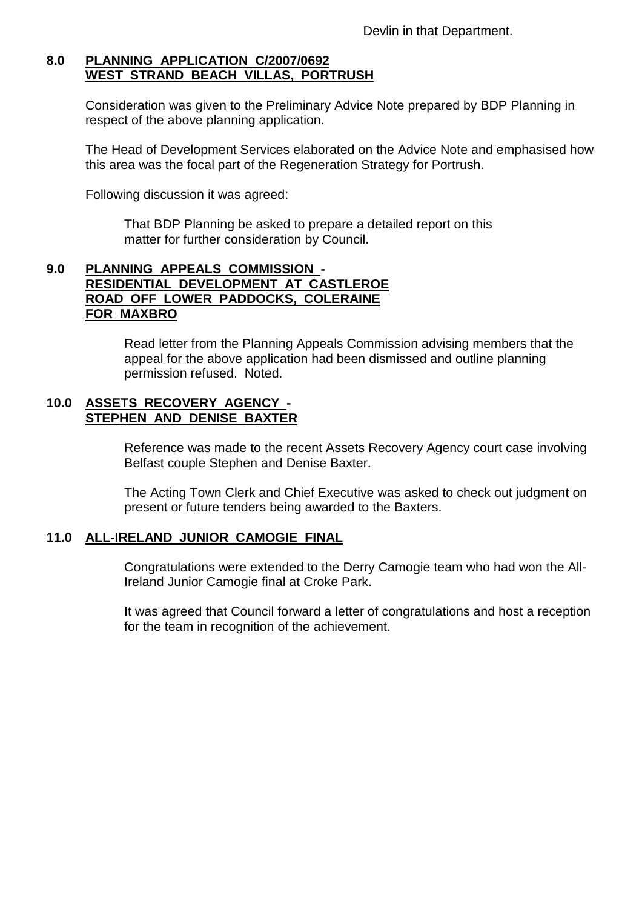Devlin in that Department.

## 8.0 PLANNING APPLICATION C/2007/0692 WEST STRAND BEACH VILLAS, PORTRUSH

Consideration was given to the Preliminary Advice Note prepared by BDP Planning in respect of the above planning application.

The Head of Development Services elaborated on the Advice Note and emphasised how this area was the focal part of the Regeneration Strategy for Portrush.

Following discussion it was agreed:

> That BDP Planning be asked to prepare a detailed report on this matter for further consideration by Council.

## 9.0 PLANNING APPEALS COMMISSION - RESIDENTIAL DEVELOPMENT AT CASTLEROE ROAD OFF LOWER PADDOCKS, COLERAINE FOR MAXBRO

Read letter from the Planning Appeals Commission advising members that the appeal for the above application had been dismissed and outline planning permission refused. Noted.

## 10.0 ASSETS RECOVERY AGENCY - STEPHEN AND DENISE BAXTER

Reference was made to the recent Assets Recovery Agency court case involving Belfast couple Stephen and Denise Baxter.

The Acting Town Clerk and Chief Executive was asked to check out judgment on present or future tenders being awarded to the Baxters.

## 11.0 ALL-IRELAND JUNIOR CAMOGIE FINAL

Congratulations were extended to the Derry Camogie team who had won the All-Ireland Junior Camogie final at Croke Park.

It was agreed that Council forward a letter of congratulations and host a reception for the team in recognition of the achievement.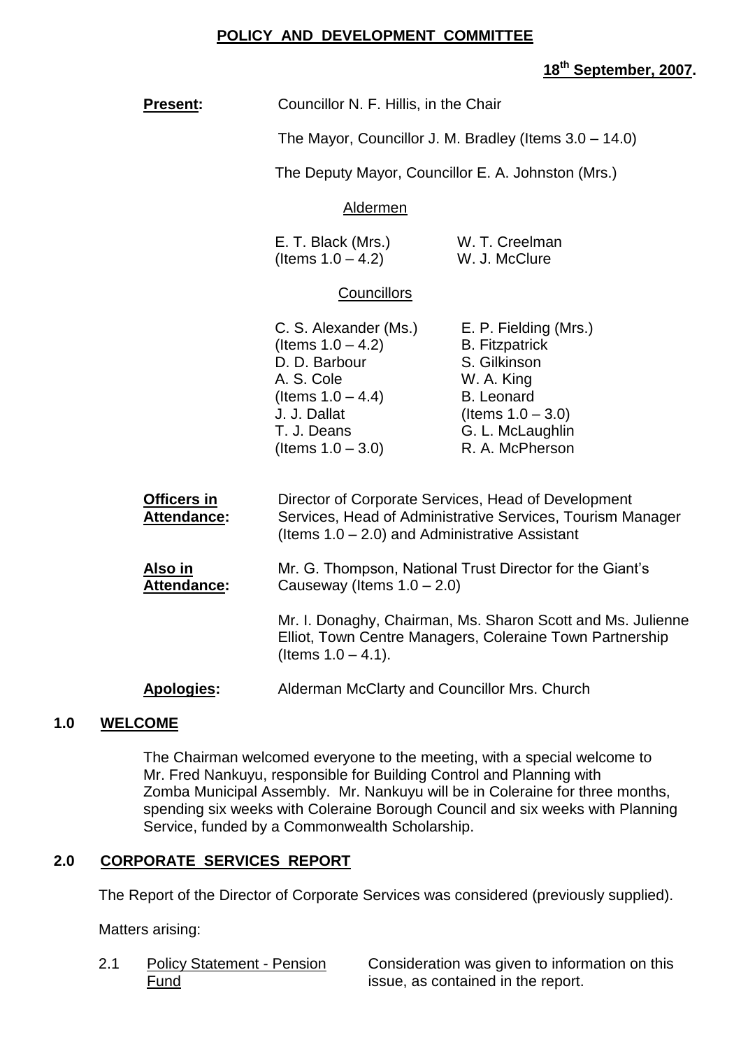# POLICY AND DEVELOPMENT COMMITTEE

**18th September, 2007.**

**Present:** Councillor N. F. Hillis, in the Chair

The Mayor, Councillor J. M. Bradley (Items 3.0 – 14.0)

The Deputy Mayor, Councillor E. A. Johnston (Mrs.)

Aldermen

E. T. Black (Mrs.) (Items 1.0 – 4.2)
W. T. Creelman
W. J. McClure

Councillors

C. S. Alexander (Ms.) (Items 1.0 – 4.2)
D. D. Barbour
A. S. Cole (Items 1.0 – 4.4)
J. J. Dallat
T. J. Deans (Items 1.0 – 3.0)
E. P. Fielding (Mrs.)
B. Fitzpatrick
S. Gilkinson
W. A. King
B. Leonard (Items 1.0 – 3.0)
G. L. McLaughlin
R. A. McPherson

**Officers in Attendance:** Director of Corporate Services, Head of Development Services, Head of Administrative Services, Tourism Manager (Items 1.0 – 2.0) and Administrative Assistant

**Also in Attendance:** Mr. G. Thompson, National Trust Director for the Giant's Causeway (Items 1.0 – 2.0)

Mr. I. Donaghy, Chairman, Ms. Sharon Scott and Ms. Julienne Elliot, Town Centre Managers, Coleraine Town Partnership (Items 1.0 – 4.1).

**Apologies:** Alderman McClarty and Councillor Mrs. Church

## 1.0 WELCOME

The Chairman welcomed everyone to the meeting, with a special welcome to Mr. Fred Nankuyu, responsible for Building Control and Planning with Zomba Municipal Assembly. Mr. Nankuyu will be in Coleraine for three months, spending six weeks with Coleraine Borough Council and six weeks with Planning Service, funded by a Commonwealth Scholarship.

## 2.0 CORPORATE SERVICES REPORT

The Report of the Director of Corporate Services was considered (previously supplied).

Matters arising:

2.1 Policy Statement - Pension Fund — Consideration was given to information on this issue, as contained in the report.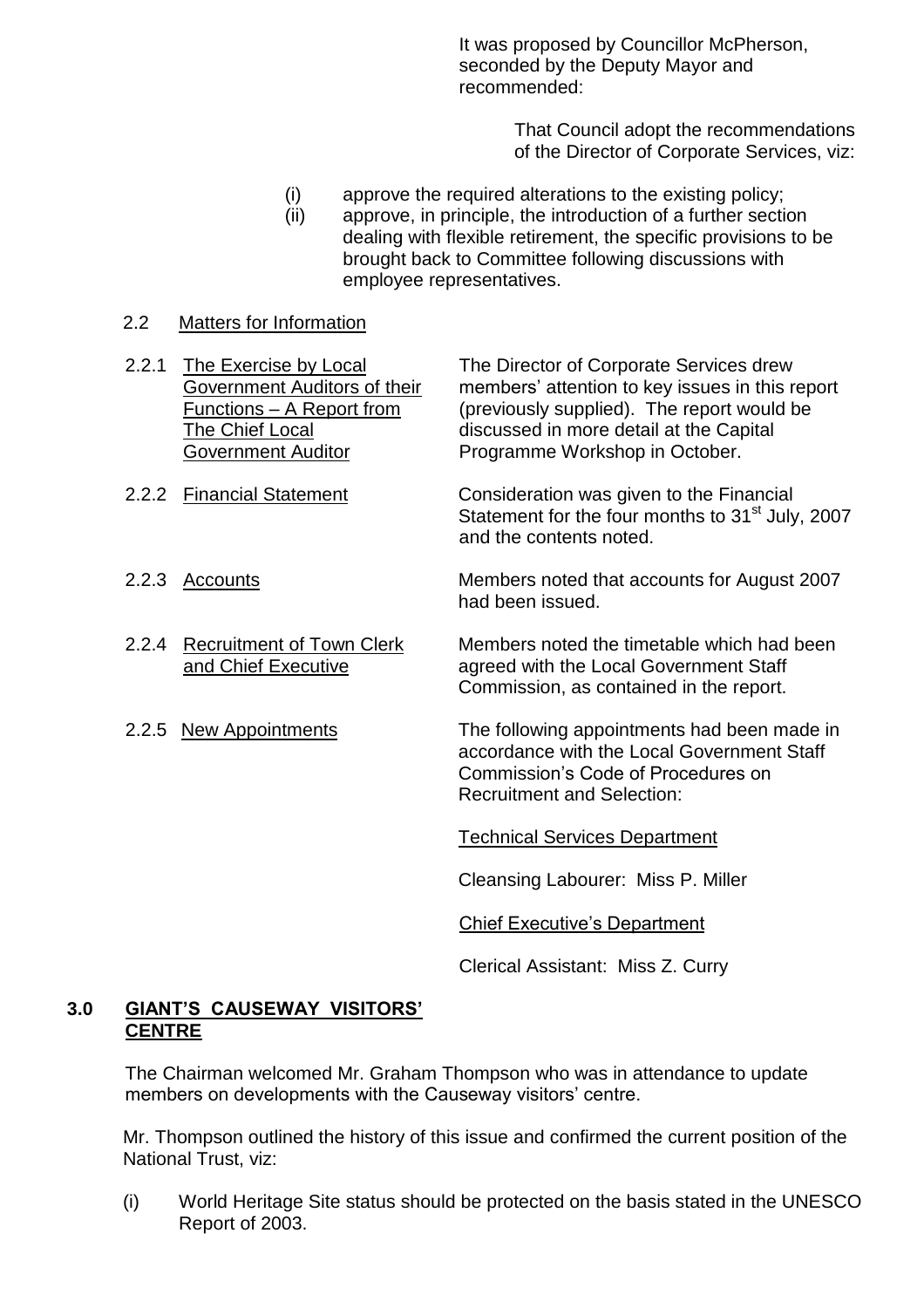It was proposed by Councillor McPherson, seconded by the Deputy Mayor and recommended:

> That Council adopt the recommendations of the Director of Corporate Services, viz:

(i) approve the required alterations to the existing policy;
(ii) approve, in principle, the introduction of a further section dealing with flexible retirement, the specific provisions to be brought back to Committee following discussions with employee representatives.

2.2 Matters for Information

2.2.1 The Exercise by Local Government Auditors of their Functions – A Report from The Chief Local Government Auditor

The Director of Corporate Services drew members' attention to key issues in this report (previously supplied). The report would be discussed in more detail at the Capital Programme Workshop in October.

2.2.2 Financial Statement

Consideration was given to the Financial Statement for the four months to 31st July, 2007 and the contents noted.

2.2.3 Accounts

Members noted that accounts for August 2007 had been issued.

2.2.4 Recruitment of Town Clerk and Chief Executive

Members noted the timetable which had been agreed with the Local Government Staff Commission, as contained in the report.

2.2.5 New Appointments

The following appointments had been made in accordance with the Local Government Staff Commission's Code of Procedures on Recruitment and Selection:

Technical Services Department

Cleansing Labourer: Miss P. Miller

Chief Executive's Department

Clerical Assistant: Miss Z. Curry

## 3.0 GIANT'S CAUSEWAY VISITORS' CENTRE

The Chairman welcomed Mr. Graham Thompson who was in attendance to update members on developments with the Causeway visitors' centre.

Mr. Thompson outlined the history of this issue and confirmed the current position of the National Trust, viz:

(i) World Heritage Site status should be protected on the basis stated in the UNESCO Report of 2003.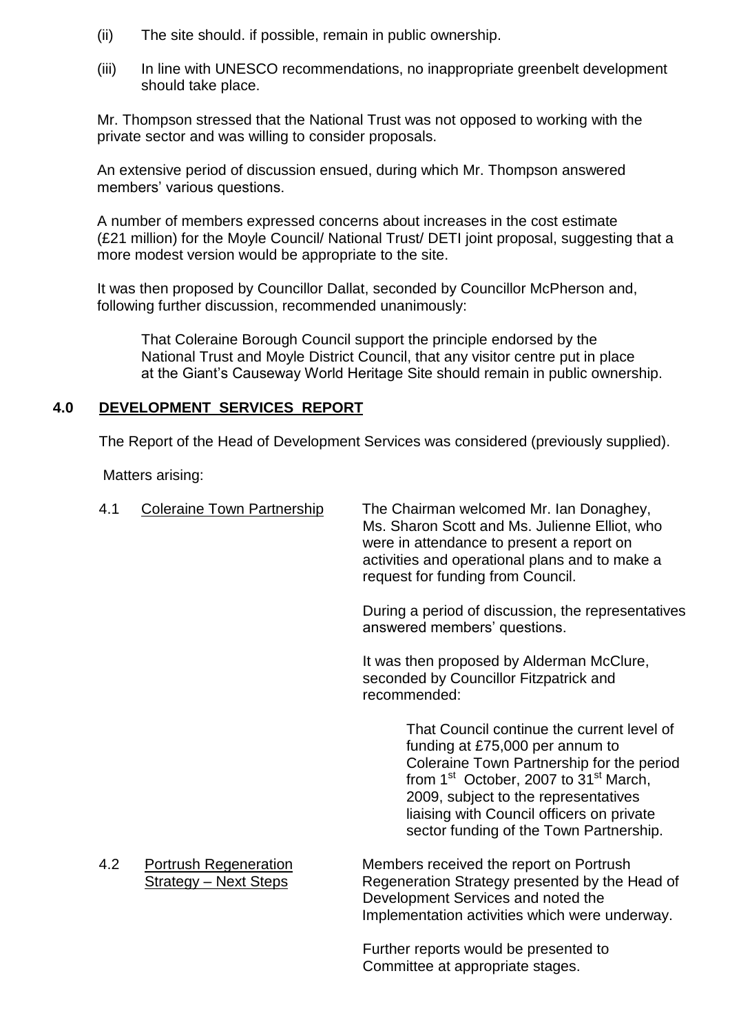(ii) The site should. if possible, remain in public ownership.

(iii) In line with UNESCO recommendations, no inappropriate greenbelt development should take place.

Mr. Thompson stressed that the National Trust was not opposed to working with the private sector and was willing to consider proposals.

An extensive period of discussion ensued, during which Mr. Thompson answered members' various questions.

A number of members expressed concerns about increases in the cost estimate (£21 million) for the Moyle Council/ National Trust/ DETI joint proposal, suggesting that a more modest version would be appropriate to the site.

It was then proposed by Councillor Dallat, seconded by Councillor McPherson and, following further discussion, recommended unanimously:

> That Coleraine Borough Council support the principle endorsed by the National Trust and Moyle District Council, that any visitor centre put in place at the Giant's Causeway World Heritage Site should remain in public ownership.

## 4.0 DEVELOPMENT SERVICES REPORT

The Report of the Head of Development Services was considered (previously supplied).

Matters arising:

**4.1 Coleraine Town Partnership**

The Chairman welcomed Mr. Ian Donaghey, Ms. Sharon Scott and Ms. Julienne Elliot, who were in attendance to present a report on activities and operational plans and to make a request for funding from Council.

During a period of discussion, the representatives answered members' questions.

It was then proposed by Alderman McClure, seconded by Councillor Fitzpatrick and recommended:

> That Council continue the current level of funding at £75,000 per annum to Coleraine Town Partnership for the period from 1st October, 2007 to 31st March, 2009, subject to the representatives liaising with Council officers on private sector funding of the Town Partnership.

**4.2 Portrush Regeneration Strategy – Next Steps**

Members received the report on Portrush Regeneration Strategy presented by the Head of Development Services and noted the Implementation activities which were underway.

Further reports would be presented to Committee at appropriate stages.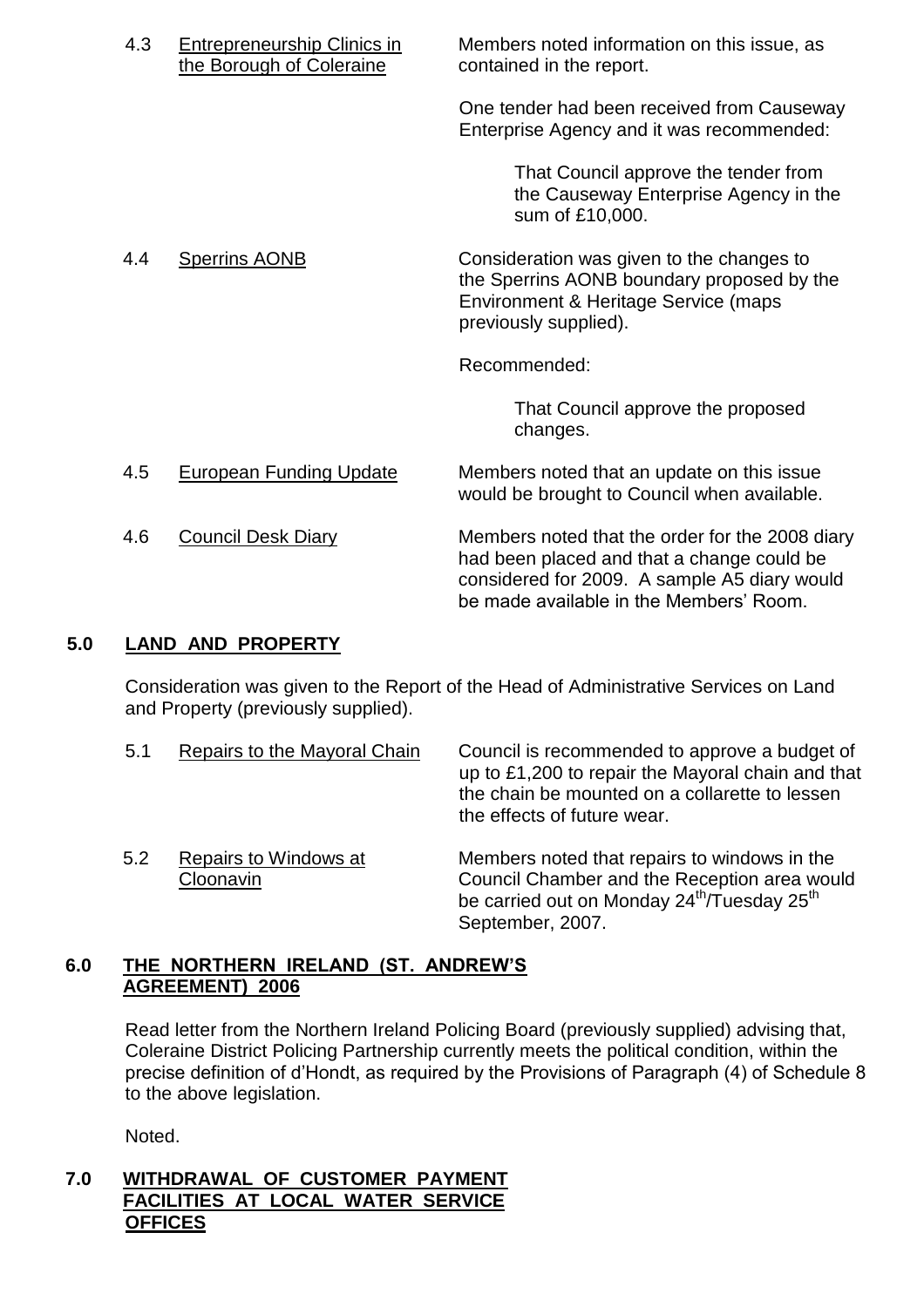4.3 Entrepreneurship Clinics in the Borough of Coleraine

Members noted information on this issue, as contained in the report.

One tender had been received from Causeway Enterprise Agency and it was recommended:

> That Council approve the tender from the Causeway Enterprise Agency in the sum of £10,000.

4.4 Sperrins AONB

Consideration was given to the changes to the Sperrins AONB boundary proposed by the Environment & Heritage Service (maps previously supplied).

Recommended:

> That Council approve the proposed changes.

4.5 European Funding Update

Members noted that an update on this issue would be brought to Council when available.

4.6 Council Desk Diary

Members noted that the order for the 2008 diary had been placed and that a change could be considered for 2009. A sample A5 diary would be made available in the Members' Room.

## 5.0 LAND AND PROPERTY

Consideration was given to the Report of the Head of Administrative Services on Land and Property (previously supplied).

5.1 Repairs to the Mayoral Chain

Council is recommended to approve a budget of up to £1,200 to repair the Mayoral chain and that the chain be mounted on a collarette to lessen the effects of future wear.

5.2 Repairs to Windows at Cloonavin

Members noted that repairs to windows in the Council Chamber and the Reception area would be carried out on Monday 24th/Tuesday 25th September, 2007.

## 6.0 THE NORTHERN IRELAND (ST. ANDREW'S AGREEMENT) 2006

Read letter from the Northern Ireland Policing Board (previously supplied) advising that, Coleraine District Policing Partnership currently meets the political condition, within the precise definition of d'Hondt, as required by the Provisions of Paragraph (4) of Schedule 8 to the above legislation.

Noted.

## 7.0 WITHDRAWAL OF CUSTOMER PAYMENT FACILITIES AT LOCAL WATER SERVICE OFFICES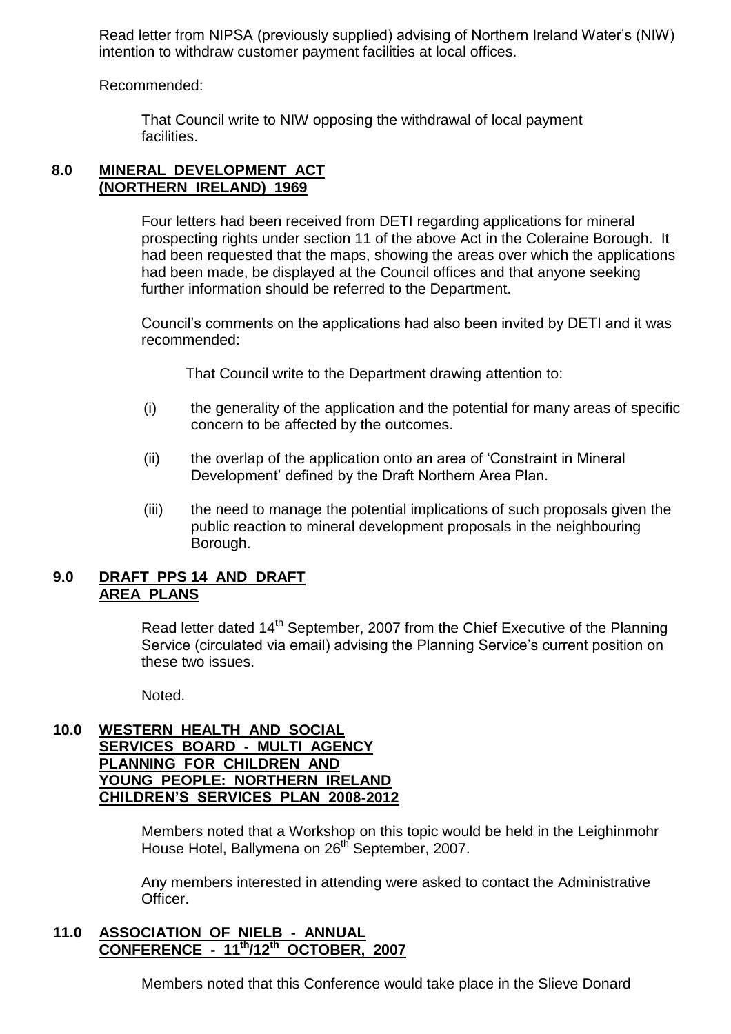Read letter from NIPSA (previously supplied) advising of Northern Ireland Water's (NIW) intention to withdraw customer payment facilities at local offices.

Recommended:

> That Council write to NIW opposing the withdrawal of local payment facilities.

## 8.0 MINERAL DEVELOPMENT ACT (NORTHERN IRELAND) 1969

Four letters had been received from DETI regarding applications for mineral prospecting rights under section 11 of the above Act in the Coleraine Borough. It had been requested that the maps, showing the areas over which the applications had been made, be displayed at the Council offices and that anyone seeking further information should be referred to the Department.

Council's comments on the applications had also been invited by DETI and it was recommended:

> That Council write to the Department drawing attention to:

(i) the generality of the application and the potential for many areas of specific concern to be affected by the outcomes.

(ii) the overlap of the application onto an area of 'Constraint in Mineral Development' defined by the Draft Northern Area Plan.

(iii) the need to manage the potential implications of such proposals given the public reaction to mineral development proposals in the neighbouring Borough.

## 9.0 DRAFT PPS 14 AND DRAFT AREA PLANS

Read letter dated 14th September, 2007 from the Chief Executive of the Planning Service (circulated via email) advising the Planning Service's current position on these two issues.

Noted.

## 10.0 WESTERN HEALTH AND SOCIAL SERVICES BOARD - MULTI AGENCY PLANNING FOR CHILDREN AND YOUNG PEOPLE: NORTHERN IRELAND CHILDREN'S SERVICES PLAN 2008-2012

Members noted that a Workshop on this topic would be held in the Leighinmohr House Hotel, Ballymena on 26th September, 2007.

Any members interested in attending were asked to contact the Administrative Officer.

## 11.0 ASSOCIATION OF NIELB - ANNUAL CONFERENCE - 11th/12th OCTOBER, 2007

Members noted that this Conference would take place in the Slieve Donard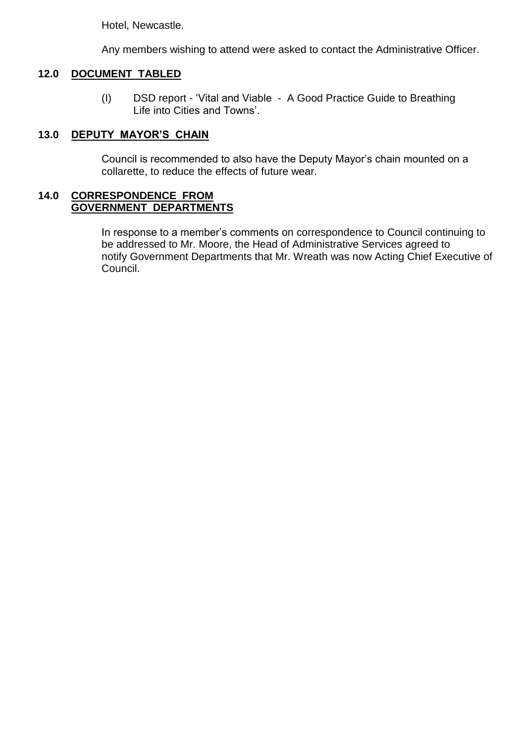Hotel, Newcastle.

Any members wishing to attend were asked to contact the Administrative Officer.

## 12.0 DOCUMENT TABLED

(I) DSD report - 'Vital and Viable - A Good Practice Guide to Breathing Life into Cities and Towns'.

## 13.0 DEPUTY MAYOR'S CHAIN

Council is recommended to also have the Deputy Mayor's chain mounted on a collarette, to reduce the effects of future wear.

## 14.0 CORRESPONDENCE FROM GOVERNMENT DEPARTMENTS

In response to a member's comments on correspondence to Council continuing to be addressed to Mr. Moore, the Head of Administrative Services agreed to notify Government Departments that Mr. Wreath was now Acting Chief Executive of Council.